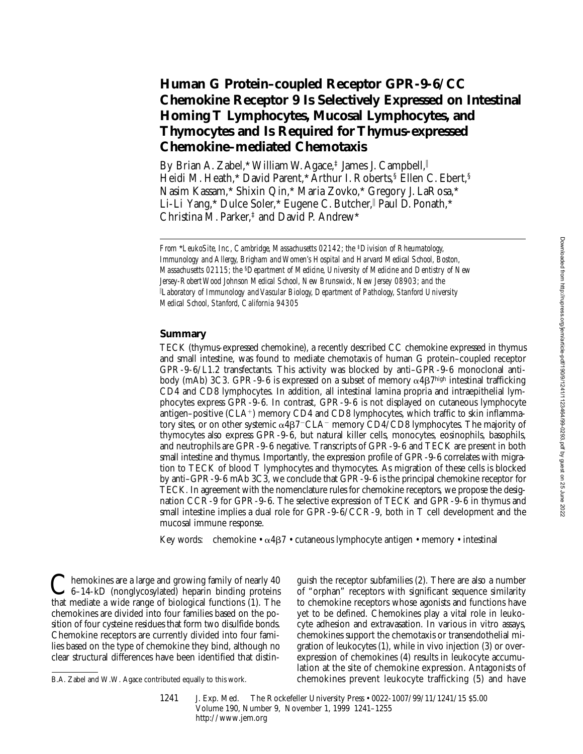# Human G Protein–coupled Receptor GPR-9-6/CC Chemokine Receptor 9 Is Selectively Expressed on Intestinal Homing T Lymphocytes, Mucosal Lymphocytes, and Thymocytes and Is Required for Thymus-expressed Chemokine–mediated Chemotaxis

By Brian A. Zabel,* William W. Agace,‡ James J. Campbell,‖ Heidi M. Heath,* David Parent,* Arthur I. Roberts,§ Ellen C. Ebert,§ Nasim Kassam,* Shixin Qin,* Maria Zovko,* Gregory J. LaRosa,* Li-Li Yang,* Dulce Soler,* Eugene C. Butcher,‖ Paul D. Ponath,* Christina M. Parker,‡ and David P. Andrew*

*From \*LeukoSite, Inc., Cambridge, Massachusetts 02142; the ‡Division of Rheumatology, Immunology and Allergy, Brigham and Women's Hospital and Harvard Medical School, Boston, Massachusetts 02115; the §Department of Medicine, University of Medicine and Dentistry of New Jersey-Robert Wood Johnson Medical School, New Brunswick, New Jersey 08903; and the ‖Laboratory of Immunology and Vascular Biology, Department of Pathology, Stanford University Medical School, Stanford, California 94305*

## Summary

TECK (thymus-expressed chemokine), a recently described CC chemokine expressed in thymus and small intestine, was found to mediate chemotaxis of human G protein–coupled receptor GPR-9-6/L1.2 transfectants. This activity was blocked by anti–GPR-9-6 monoclonal antibody (mAb) 3C3. GPR-9-6 is expressed on a subset of memory $\alpha4\beta7^{high}$ intestinal trafficking CD4 and CD8 lymphocytes. In addition, all intestinal lamina propria and intraepithelial lymphocytes express GPR-9-6. In contrast, GPR-9-6 is not displayed on cutaneous lymphocyte antigen–positive (CLA$^+$) memory CD4 and CD8 lymphocytes, which traffic to skin inflammatory sites, or on other systemic $\alpha4\beta7^-$CLA$^-$ memory CD4/CD8 lymphocytes. The majority of thymocytes also express GPR-9-6, but natural killer cells, monocytes, eosinophils, basophils, and neutrophils are GPR-9-6 negative. Transcripts of GPR-9-6 and TECK are present in both small intestine and thymus. Importantly, the expression profile of GPR-9-6 correlates with migration to TECK of blood T lymphocytes and thymocytes. As migration of these cells is blocked by anti–GPR-9-6 mAb 3C3, we conclude that GPR-9-6 is the principal chemokine receptor for TECK. In agreement with the nomenclature rules for chemokine receptors, we propose the designation CCR-9 for GPR-9-6. The selective expression of TECK and GPR-9-6 in thymus and small intestine implies a dual role for GPR-9-6/CCR-9, both in T cell development and the mucosal immune response.

Key words: chemokine • $\alpha4\beta7$ • cutaneous lymphocyte antigen • memory • intestinal

Chemokines are a large and growing family of nearly 40 6–14-kD (nonglycosylated) heparin binding proteins that mediate a wide range of biological functions (1). The chemokines are divided into four families based on the position of four cysteine residues that form two disulfide bonds. Chemokine receptors are currently divided into four families based on the type of chemokine they bind, although no clear structural differences have been identified that distinguish the receptor subfamilies (2). There are also a number of "orphan" receptors with significant sequence similarity to chemokine receptors whose agonists and functions have yet to be defined. Chemokines play a vital role in leukocyte adhesion and extravasation. In various in vitro assays, chemokines support the chemotaxis or transendothelial migration of leukocytes (1), while in vivo injection (3) or overexpression of chemokines (4) results in leukocyte accumulation at the site of chemokine expression. Antagonists of chemokines prevent leukocyte trafficking (5) and have

B.A. Zabel and W.W. Agace contributed equally to this work.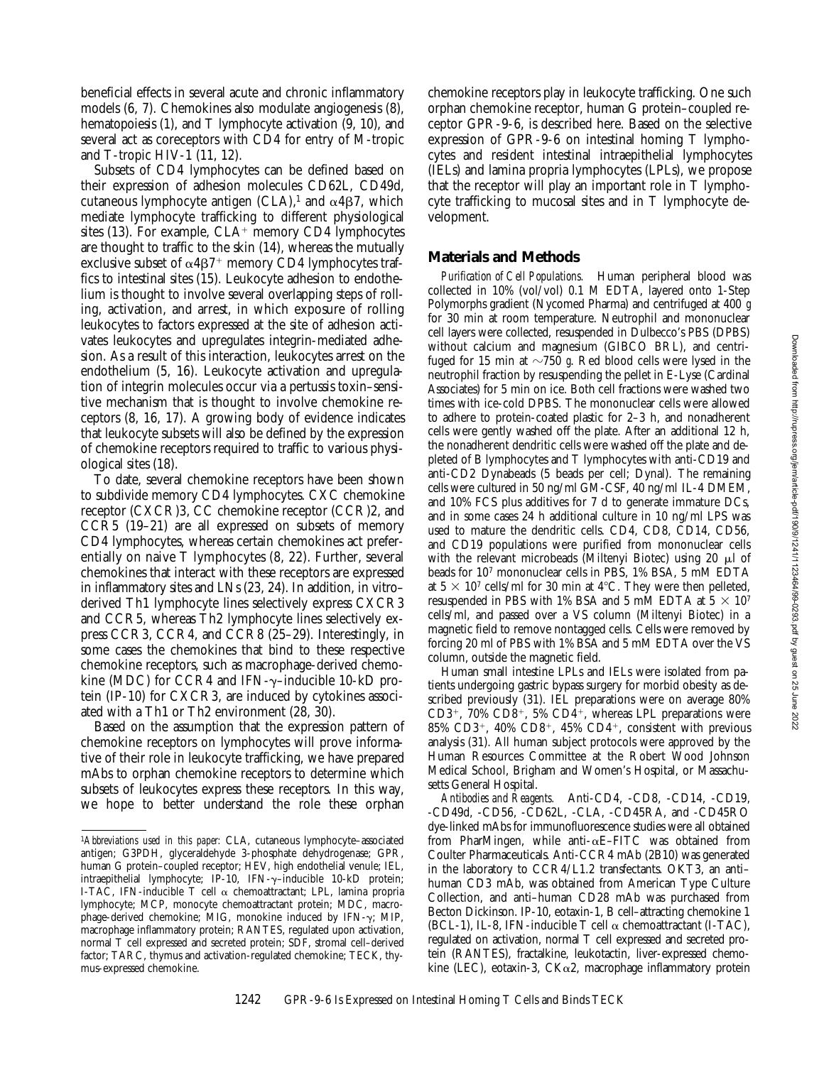beneficial effects in several acute and chronic inflammatory models (6, 7). Chemokines also modulate angiogenesis (8), hematopoiesis (1), and T lymphocyte activation (9, 10), and several act as coreceptors with CD4 for entry of M-tropic and T-tropic HIV-1 (11, 12).

Subsets of CD4 lymphocytes can be defined based on their expression of adhesion molecules CD62L, CD49d, cutaneous lymphocyte antigen (CLA),[1] and $\alpha 4\beta 7$, which mediate lymphocyte trafficking to different physiological sites (13). For example, CLA$^+$ memory CD4 lymphocytes are thought to traffic to the skin (14), whereas the mutually exclusive subset of $\alpha 4\beta 7^+$ memory CD4 lymphocytes traffics to intestinal sites (15). Leukocyte adhesion to endothelium is thought to involve several overlapping steps of rolling, activation, and arrest, in which exposure of rolling leukocytes to factors expressed at the site of adhesion activates leukocytes and upregulates integrin-mediated adhesion. As a result of this interaction, leukocytes arrest on the endothelium (5, 16). Leukocyte activation and upregulation of integrin molecules occur via a pertussis toxin–sensitive mechanism that is thought to involve chemokine receptors (8, 16, 17). A growing body of evidence indicates that leukocyte subsets will also be defined by the expression of chemokine receptors required to traffic to various physiological sites (18).

To date, several chemokine receptors have been shown to subdivide memory CD4 lymphocytes. CXC chemokine receptor (CXCR)3, CC chemokine receptor (CCR)2, and CCR5 (19–21) are all expressed on subsets of memory CD4 lymphocytes, whereas certain chemokines act preferentially on naive T lymphocytes (8, 22). Further, several chemokines that interact with these receptors are expressed in inflammatory sites and LNs (23, 24). In addition, in vitro–derived Th1 lymphocyte lines selectively express CXCR3 and CCR5, whereas Th2 lymphocyte lines selectively express CCR3, CCR4, and CCR8 (25–29). Interestingly, in some cases the chemokines that bind to these respective chemokine receptors, such as macrophage-derived chemokine (MDC) for CCR4 and IFN-$\gamma$–inducible 10-kD protein (IP-10) for CXCR3, are induced by cytokines associated with a Th1 or Th2 environment (28, 30).

Based on the assumption that the expression pattern of chemokine receptors on lymphocytes will prove informative of their role in leukocyte trafficking, we have prepared mAbs to orphan chemokine receptors to determine which subsets of leukocytes express these receptors. In this way, we hope to better understand the role these orphan chemokine receptors play in leukocyte trafficking. One such orphan chemokine receptor, human G protein–coupled receptor GPR-9-6, is described here. Based on the selective expression of GPR-9-6 on intestinal homing T lymphocytes and resident intestinal intraepithelial lymphocytes (IELs) and lamina propria lymphocytes (LPLs), we propose that the receptor will play an important role in T lymphocyte trafficking to mucosal sites and in T lymphocyte development.

## Materials and Methods

*Purification of Cell Populations.* Human peripheral blood was collected in 10% (vol/vol) 0.1 M EDTA, layered onto 1-Step Polymorphs gradient (Nycomed Pharma) and centrifuged at 400 *g* for 30 min at room temperature. Neutrophil and mononuclear cell layers were collected, resuspended in Dulbecco's PBS (DPBS) without calcium and magnesium (GIBCO BRL), and centrifuged for 15 min at ~750 *g*. Red blood cells were lysed in the neutrophil fraction by resuspending the pellet in E-Lyse (Cardinal Associates) for 5 min on ice. Both cell fractions were washed two times with ice-cold DPBS. The mononuclear cells were allowed to adhere to protein-coated plastic for 2–3 h, and nonadherent cells were gently washed off the plate. After an additional 12 h, the nonadherent dendritic cells were washed off the plate and depleted of B lymphocytes and T lymphocytes with anti-CD19 and anti-CD2 Dynabeads (5 beads per cell; Dynal). The remaining cells were cultured in 50 ng/ml GM-CSF, 40 ng/ml IL-4 DMEM, and 10% FCS plus additives for 7 d to generate immature DCs, and in some cases 24 h additional culture in 10 ng/ml LPS was used to mature the dendritic cells. CD4, CD8, CD14, CD56, and CD19 populations were purified from mononuclear cells with the relevant microbeads (Miltenyi Biotec) using 20 μl of beads for $10^7$ mononuclear cells in PBS, 1% BSA, 5 mM EDTA at $5 \times 10^7$ cells/ml for 30 min at 4°C. They were then pelleted, resuspended in PBS with 1% BSA and 5 mM EDTA at $5 \times 10^7$ cells/ml, and passed over a VS column (Miltenyi Biotec) in a magnetic field to remove nontagged cells. Cells were removed by forcing 20 ml of PBS with 1% BSA and 5 mM EDTA over the VS column, outside the magnetic field.

Human small intestine LPLs and IELs were isolated from patients undergoing gastric bypass surgery for morbid obesity as described previously (31). IEL preparations were on average 80% CD3$^+$, 70% CD8$^+$, 5% CD4$^+$, whereas LPL preparations were 85% CD3$^+$, 40% CD8$^+$, 45% CD4$^+$, consistent with previous analysis (31). All human subject protocols were approved by the Human Resources Committee at the Robert Wood Johnson Medical School, Brigham and Women's Hospital, or Massachusetts General Hospital.

*Antibodies and Reagents.* Anti-CD4, -CD8, -CD14, -CD19, -CD49d, -CD56, -CD62L, -CLA, -CD45RA, and -CD45RO dye-linked mAbs for immunofluorescence studies were all obtained from PharMingen, while anti-$\alpha$E–FITC was obtained from Coulter Pharmaceuticals. Anti-CCR4 mAb (2B10) was generated in the laboratory to CCR4/L1.2 transfectants. OKT3, an anti–human CD3 mAb, was obtained from American Type Culture Collection, and anti–human CD28 mAb was purchased from Becton Dickinson. IP-10, eotaxin-1, B cell–attracting chemokine 1 (BCL-1), IL-8, IFN-inducible T cell $\alpha$ chemoattractant (I-TAC), regulated on activation, normal T cell expressed and secreted protein (RANTES), fractalkine, leukotactin, liver-expressed chemokine (LEC), eotaxin-3, CK$\alpha$2, macrophage inflammatory protein

[1]*Abbreviations used in this paper:* CLA, cutaneous lymphocyte–associated antigen; G3PDH, glyceraldehyde 3-phosphate dehydrogenase; GPR, human G protein–coupled receptor; HEV, high endothelial venule; IEL, intraepithelial lymphocyte; IP-10, IFN-$\gamma$–inducible 10-kD protein; I-TAC, IFN-inducible T cell $\alpha$ chemoattractant; LPL, lamina propria lymphocyte; MCP, monocyte chemoattractant protein; MDC, macrophage-derived chemokine; MIG, monokine induced by IFN-$\gamma$; MIP, macrophage inflammatory protein; RANTES, regulated upon activation, normal T cell expressed and secreted protein; SDF, stromal cell–derived factor; TARC, thymus and activation-regulated chemokine; TECK, thymus-expressed chemokine.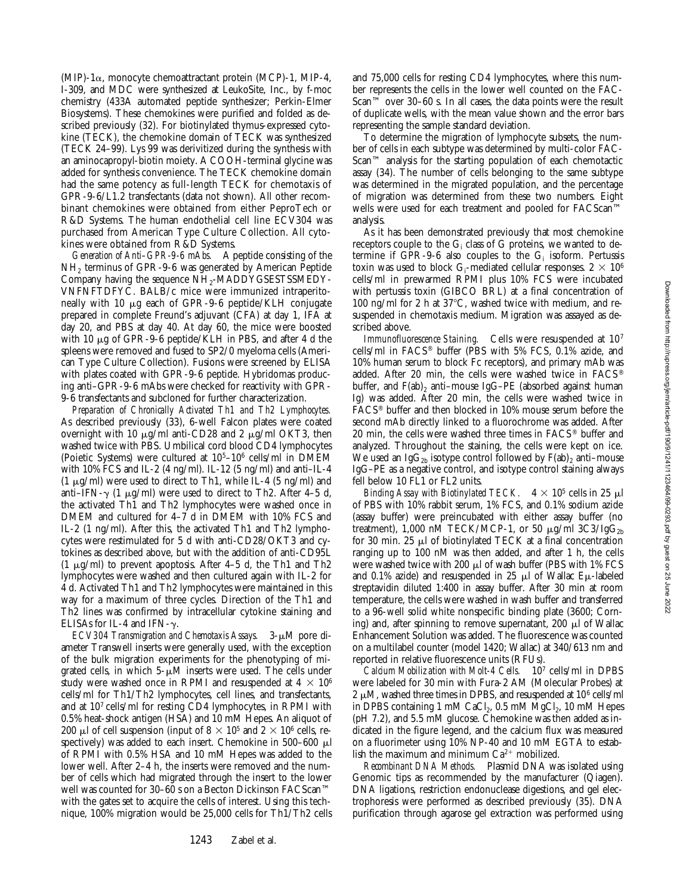(MIP)-1α, monocyte chemoattractant protein (MCP)-1, MIP-4, I-309, and MDC were synthesized at LeukoSite, Inc., by f-moc chemistry (433A automated peptide synthesizer; Perkin-Elmer Biosystems). These chemokines were purified and folded as described previously (32). For biotinylated thymus-expressed cytokine (TECK), the chemokine domain of TECK was synthesized (TECK 24–99). Lys 99 was derivitized during the synthesis with an aminocaproyl-biotin moiety. A COOH-terminal glycine was added for synthesis convenience. The TECK chemokine domain had the same potency as full-length TECK for chemotaxis of GPR-9-6/L1.2 transfectants (data not shown). All other recombinant chemokines were obtained from either PeproTech or R&D Systems. The human endothelial cell line ECV304 was purchased from American Type Culture Collection. All cytokines were obtained from R&D Systems.

*Generation of Anti–GPR-9-6 mAbs.* A peptide consisting of the $NH_2$ terminus of GPR-9-6 was generated by American Peptide Company having the sequence $NH_2$-MADDYGSESTSSMEDYVNFNFTDFYC. BALB/c mice were immunized intraperitoneally with 10 μg each of GPR-9-6 peptide/KLH conjugate prepared in complete Freund's adjuvant (CFA) at day 1, IFA at day 20, and PBS at day 40. At day 60, the mice were boosted with 10 μg of GPR-9-6 peptide/KLH in PBS, and after 4 d the spleens were removed and fused to SP2/0 myeloma cells (American Type Culture Collection). Fusions were screened by ELISA with plates coated with GPR-9-6 peptide. Hybridomas producing anti–GPR-9-6 mAbs were checked for reactivity with GPR-9-6 transfectants and subcloned for further characterization.

*Preparation of Chronically Activated Th1 and Th2 Lymphocytes.* As described previously (33), 6-well Falcon plates were coated overnight with 10 μg/ml anti-CD28 and 2 μg/ml OKT3, then washed twice with PBS. Umbilical cord blood CD4 lymphocytes (Poietic Systems) were cultured at $10^5$–$10^6$ cells/ml in DMEM with 10% FCS and IL-2 (4 ng/ml). IL-12 (5 ng/ml) and anti–IL-4 (1 μg/ml) were used to direct to Th1, while IL-4 (5 ng/ml) and anti–IFN-γ (1 μg/ml) were used to direct to Th2. After 4–5 d, the activated Th1 and Th2 lymphocytes were washed once in DMEM and cultured for 4–7 d in DMEM with 10% FCS and IL-2 (1 ng/ml). After this, the activated Th1 and Th2 lymphocytes were restimulated for 5 d with anti-CD28/OKT3 and cytokines as described above, but with the addition of anti-CD95L (1 μg/ml) to prevent apoptosis. After 4–5 d, the Th1 and Th2 lymphocytes were washed and then cultured again with IL-2 for 4 d. Activated Th1 and Th2 lymphocytes were maintained in this way for a maximum of three cycles. Direction of the Th1 and Th2 lines was confirmed by intracellular cytokine staining and ELISAs for IL-4 and IFN-γ.

*ECV304 Transmigration and Chemotaxis Assays.* 3-μM pore diameter Transwell inserts were generally used, with the exception of the bulk migration experiments for the phenotyping of migrated cells, in which 5-μM inserts were used. The cells under study were washed once in RPMI and resuspended at $4 \times 10^6$ cells/ml for Th1/Th2 lymphocytes, cell lines, and transfectants, and at $10^7$ cells/ml for resting CD4 lymphocytes, in RPMI with 0.5% heat-shock antigen (HSA) and 10 mM Hepes. An aliquot of 200 μl of cell suspension (input of $8 \times 10^5$ and $2 \times 10^6$ cells, respectively) was added to each insert. Chemokine in 500–600 μl of RPMI with 0.5% HSA and 10 mM Hepes was added to the lower well. After 2–4 h, the inserts were removed and the number of cells which had migrated through the insert to the lower well was counted for 30–60 s on a Becton Dickinson FACScan™ with the gates set to acquire the cells of interest. Using this technique, 100% migration would be 25,000 cells for Th1/Th2 cells and 75,000 cells for resting CD4 lymphocytes, where this number represents the cells in the lower well counted on the FACScan™ over 30–60 s. In all cases, the data points were the result of duplicate wells, with the mean value shown and the error bars representing the sample standard deviation.

To determine the migration of lymphocyte subsets, the number of cells in each subtype was determined by multi-color FACScan™ analysis for the starting population of each chemotactic assay (34). The number of cells belonging to the same subtype was determined in the migrated population, and the percentage of migration was determined from these two numbers. Eight wells were used for each treatment and pooled for FACScan™ analysis.

As it has been demonstrated previously that most chemokine receptors couple to the $G_i$ class of G proteins, we wanted to determine if GPR-9-6 also couples to the $G_i$ isoform. Pertussis toxin was used to block $G_i$-mediated cellular responses. $2 \times 10^6$ cells/ml in prewarmed RPMI plus 10% FCS were incubated with pertussis toxin (GIBCO BRL) at a final concentration of 100 ng/ml for 2 h at 37°C, washed twice with medium, and resuspended in chemotaxis medium. Migration was assayed as described above.

*Immunofluorescence Staining.* Cells were resuspended at $10^7$ cells/ml in FACS® buffer (PBS with 5% FCS, 0.1% azide, and 10% human serum to block Fc receptors), and primary mAb was added. After 20 min, the cells were washed twice in FACS® buffer, and $F(ab)_2$ anti–mouse IgG–PE (absorbed against human Ig) was added. After 20 min, the cells were washed twice in FACS® buffer and then blocked in 10% mouse serum before the second mAb directly linked to a fluorochrome was added. After 20 min, the cells were washed three times in FACS® buffer and analyzed. Throughout the staining, the cells were kept on ice. We used an $IgG_{2b}$ isotype control followed by $F(ab)_2$ anti–mouse IgG–PE as a negative control, and isotype control staining always fell below 10 FL1 or FL2 units.

*Binding Assay with Biotinylated TECK.* $4 \times 10^5$ cells in 25 μl of PBS with 10% rabbit serum, 1% FCS, and 0.1% sodium azide (assay buffer) were preincubated with either assay buffer (no treatment), 1,000 nM TECK/MCP-1, or 50 μg/ml 3C3/$IgG_{2b}$ for 30 min. 25 μl of biotinylated TECK at a final concentration ranging up to 100 nM was then added, and after 1 h, the cells were washed twice with 200 μl of wash buffer (PBS with 1% FCS and 0.1% azide) and resuspended in 25 μl of Wallac Eu-labeled streptavidin diluted 1:400 in assay buffer. After 30 min at room temperature, the cells were washed in wash buffer and transferred to a 96-well solid white nonspecific binding plate (3600; Corning) and, after spinning to remove supernatant, 200 μl of Wallac Enhancement Solution was added. The fluorescence was counted on a multilabel counter (model 1420; Wallac) at 340/613 nm and reported in relative fluorescence units (RFUs).

*Calcium Mobilization with Molt-4 Cells.* $10^7$ cells/ml in DPBS were labeled for 30 min with Fura-2 AM (Molecular Probes) at 2 μM, washed three times in DPBS, and resuspended at $10^6$ cells/ml in DPBS containing 1 mM $CaCl_2$, 0.5 mM $MgCl_2$, 10 mM Hepes (pH 7.2), and 5.5 mM glucose. Chemokine was then added as indicated in the figure legend, and the calcium flux was measured on a fluorimeter using 10% NP-40 and 10 mM EGTA to establish the maximum and minimum $Ca^{2+}$ mobilized.

*Recombinant DNA Methods.* Plasmid DNA was isolated using Genomic tips as recommended by the manufacturer (Qiagen). DNA ligations, restriction endonuclease digestions, and gel electrophoresis were performed as described previously (35). DNA purification through agarose gel extraction was performed using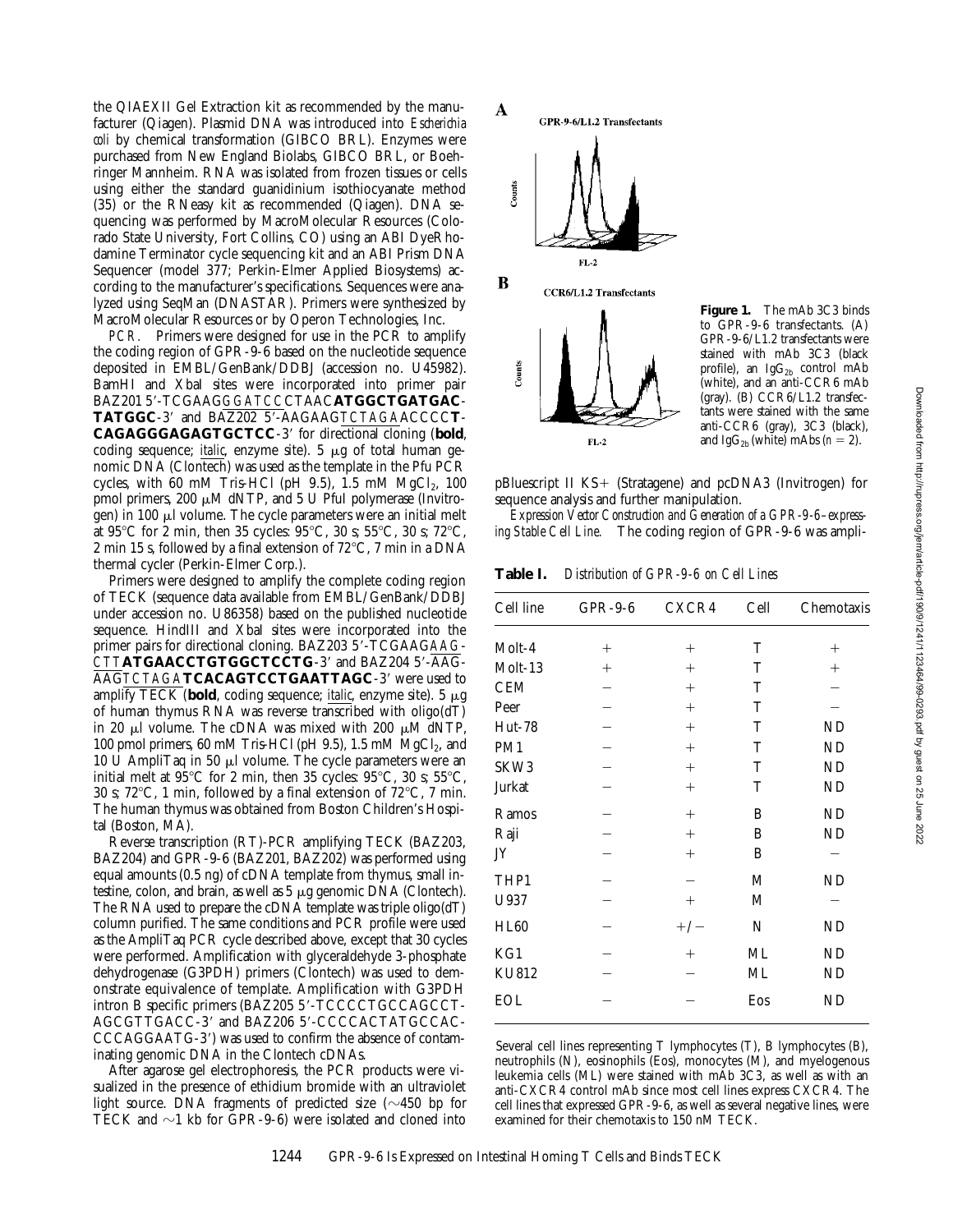the QIAEXII Gel Extraction kit as recommended by the manufacturer (Qiagen). Plasmid DNA was introduced into *Escherichia coli* by chemical transformation (GIBCO BRL). Enzymes were purchased from New England Biolabs, GIBCO BRL, or Boehringer Mannheim. RNA was isolated from frozen tissues or cells using either the standard guanidinium isothiocyanate method (35) or the RNeasy kit as recommended (Qiagen). DNA sequencing was performed by MacroMolecular Resources (Colorado State University, Fort Collins, CO) using an ABI DyeRhodamine Terminator cycle sequencing kit and an ABI Prism DNA Sequencer (model 377; Perkin-Elmer Applied Biosystems) according to the manufacturer's specifications. Sequences were analyzed using SeqMan (DNASTAR). Primers were synthesized by MacroMolecular Resources or by Operon Technologies, Inc.

*PCR.* Primers were designed for use in the PCR to amplify the coding region of GPR-9-6 based on the nucleotide sequence deposited in EMBL/GenBank/DDBJ (accession no. U45982). BamHI and XbaI sites were incorporated into primer pair BAZ201 5′-TCGAAG*GGATCC*CTAAC**ATGGCTGATGACTATGGC**-3′ and BAZ202 5′-AAGAAG*TCTAGA*ACCCC**TCAGAGGGAGAGTGCTCC**-3′ for directional cloning (**bold**, coding sequence; *italic*, enzyme site). 5 μg of total human genomic DNA (Clontech) was used as the template in the Pfu PCR cycles, with 60 mM Tris-HCl (pH 9.5), 1.5 mM $MgCl_2$, 100 pmol primers, 200 μM dNTP, and 5 U PfuI polymerase (Invitrogen) in 100 μl volume. The cycle parameters were an initial melt at 95°C for 2 min, then 35 cycles: 95°C, 30 s; 55°C, 30 s; 72°C, 2 min 15 s, followed by a final extension of 72°C, 7 min in a DNA thermal cycler (Perkin-Elmer Corp.).

Primers were designed to amplify the complete coding region of TECK (sequence data available from EMBL/GenBank/DDBJ under accession no. U86358) based on the published nucleotide sequence. HindIII and XbaI sites were incorporated into the primer pairs for directional cloning. BAZ203 5′-TCGAAG*AAGCTT***ATGAACCTGTGGCTCCTG**-3′ and BAZ204 5′-AAGAAG*TCTAGA***TCACAGTCCTGAATTAGC**-3′ were used to amplify TECK (**bold**, coding sequence; *italic*, enzyme site). 5 μg of human thymus RNA was reverse transcribed with oligo(dT) in 20 μl volume. The cDNA was mixed with 200 μM dNTP, 100 pmol primers, 60 mM Tris-HCl (pH 9.5), 1.5 mM $MgCl_2$, and 10 U AmpliTaq in 50 μl volume. The cycle parameters were an initial melt at 95°C for 2 min, then 35 cycles: 95°C, 30 s; 55°C, 30 s; 72°C, 1 min, followed by a final extension of 72°C, 7 min. The human thymus was obtained from Boston Children's Hospital (Boston, MA).

Reverse transcription (RT)-PCR amplifying TECK (BAZ203, BAZ204) and GPR-9-6 (BAZ201, BAZ202) was performed using equal amounts (0.5 ng) of cDNA template from thymus, small intestine, colon, and brain, as well as 5 μg genomic DNA (Clontech). The RNA used to prepare the cDNA template was triple oligo(dT) column purified. The same conditions and PCR profile were used as the AmpliTaq PCR cycle described above, except that 30 cycles were performed. Amplification with glyceraldehyde 3-phosphate dehydrogenase (G3PDH) primers (Clontech) was used to demonstrate equivalence of template. Amplification with G3PDH intron B specific primers (BAZ205 5′-TCCCCTGCCAGCCTAGCGTTGACC-3′ and BAZ206 5′-CCCCACTATGCCACCCCAGGAATG-3′) was used to confirm the absence of contaminating genomic DNA in the Clontech cDNAs.

After agarose gel electrophoresis, the PCR products were visualized in the presence of ethidium bromide with an ultraviolet light source. DNA fragments of predicted size (~450 bp for TECK and ~1 kb for GPR-9-6) were isolated and cloned into pBluescript II KS+ (Stratagene) and pcDNA3 (Invitrogen) for sequence analysis and further manipulation.

*Expression Vector Construction and Generation of a GPR-9-6–expressing Stable Cell Line.* The coding region of GPR-9-6 was ampli-

**Figure 1.** The mAb 3C3 binds to GPR-9-6 transfectants. (A) GPR-9-6/L1.2 transfectants were stained with mAb 3C3 (black profile), an $IgG_{2b}$ control mAb (white), and an anti-CCR6 mAb (gray). (B) CCR6/L1.2 transfectants were stained with the same anti-CCR6 (gray), 3C3 (black), and $IgG_{2b}$ (white) mAbs ($n = 2$).

**Table I.** *Distribution of GPR-9-6 on Cell Lines*

| Cell line | GPR-9-6 | CXCR4 | Cell | Chemotaxis |
|---|---|---|---|---|
| Molt-4 | + | + | T | + |
| Molt-13 | + | + | T | + |
| CEM | − | + | T | − |
| Peer | − | + | T | − |
| Hut-78 | − | + | T | ND |
| PM1 | − | + | T | ND |
| SKW3 | − | + | T | ND |
| Jurkat | − | + | T | ND |
| Ramos | − | + | B | ND |
| Raji | − | + | B | ND |
| JY | − | + | B | − |
| THP1 | − | − | M | ND |
| U937 | − | + | M | − |
| HL60 | − | +/− | N | ND |
| KG1 | − | + | ML | ND |
| KU812 | − | − | ML | ND |
| EOL | − | − | Eos | ND |

Several cell lines representing T lymphocytes (T), B lymphocytes (B), neutrophils (N), eosinophils (Eos), monocytes (M), and myelogenous leukemia cells (ML) were stained with mAb 3C3, as well as with an anti-CXCR4 control mAb since most cell lines express CXCR4. The cell lines that expressed GPR-9-6, as well as several negative lines, were examined for their chemotaxis to 150 nM TECK.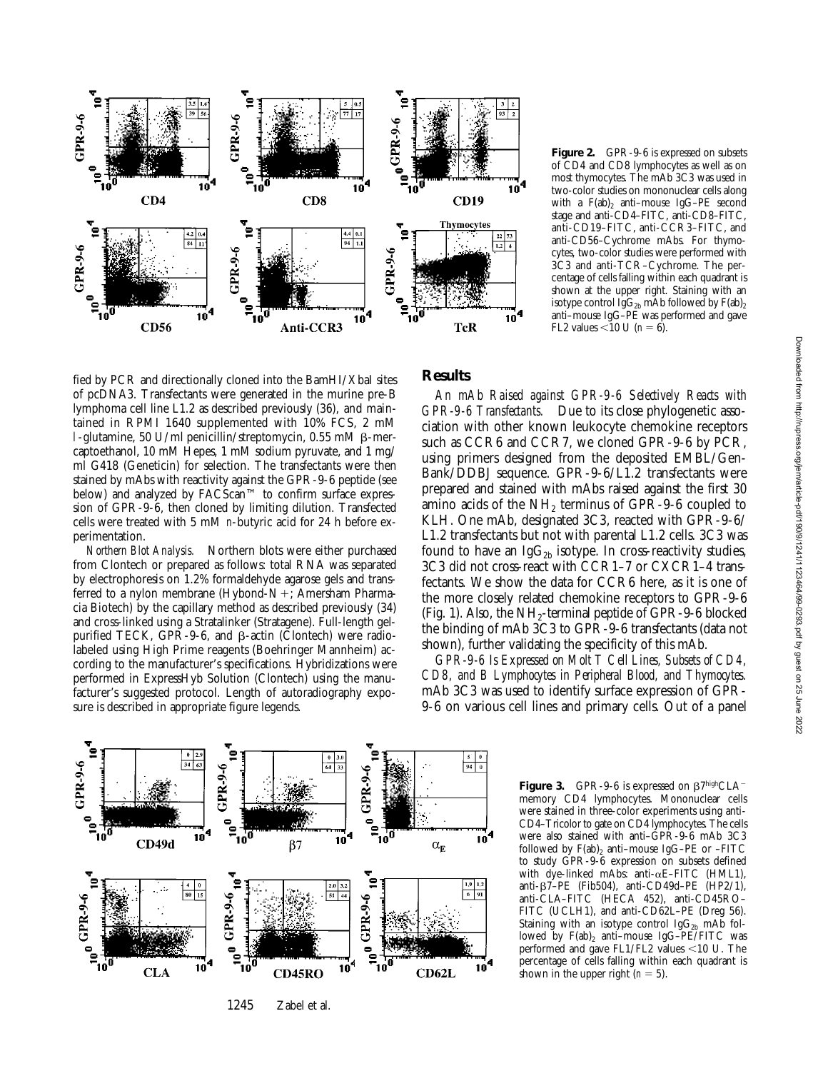**Figure 2.** GPR-9-6 is expressed on subsets of CD4 and CD8 lymphocytes as well as on most thymocytes. The mAb 3C3 was used in two-color studies on mononuclear cells along with a $F(ab)_2$ anti–mouse IgG–PE second stage and anti-CD4–FITC, anti-CD8–FITC, anti-CD19–FITC, anti-CCR3–FITC, and anti-CD56–Cychrome mAbs. For thymocytes, two-color studies were performed with 3C3 and anti-TCR–Cychrome. The percentage of cells falling within each quadrant is shown at the upper right. Staining with an isotype control $IgG_{2b}$ mAb followed by $F(ab)_2$ anti–mouse IgG–PE was performed and gave FL2 values <10 U ($n = 6$).

fied by PCR and directionally cloned into the BamHI/XbaI sites of pcDNA3. Transfectants were generated in the murine pre-B lymphoma cell line L1.2 as described previously (36), and maintained in RPMI 1640 supplemented with 10% FCS, 2 mM *l*-glutamine, 50 U/ml penicillin/streptomycin, 0.55 mM β-mercaptoethanol, 10 mM Hepes, 1 mM sodium pyruvate, and 1 mg/ml G418 (Geneticin) for selection. The transfectants were then stained by mAbs with reactivity against the GPR-9-6 peptide (see below) and analyzed by FACScan™ to confirm surface expression of GPR-9-6, then cloned by limiting dilution. Transfected cells were treated with 5 mM *n*-butyric acid for 24 h before experimentation.

*Northern Blot Analysis.* Northern blots were either purchased from Clontech or prepared as follows: total RNA was separated by electrophoresis on 1.2% formaldehyde agarose gels and transferred to a nylon membrane (Hybond-N+; Amersham Pharmacia Biotech) by the capillary method as described previously (34) and cross-linked using a Stratalinker (Stratagene). Full-length gel-purified TECK, GPR-9-6, and β-actin (Clontech) were radiolabeled using High Prime reagents (Boehringer Mannheim) according to the manufacturer's specifications. Hybridizations were performed in ExpressHyb Solution (Clontech) using the manufacturer's suggested protocol. Length of autoradiography exposure is described in appropriate figure legends.

## Results

*An mAb Raised against GPR-9-6 Selectively Reacts with GPR-9-6 Transfectants.* Due to its close phylogenetic association with other known leukocyte chemokine receptors such as CCR6 and CCR7, we cloned GPR-9-6 by PCR, using primers designed from the deposited EMBL/GenBank/DDBJ sequence. GPR-9-6/L1.2 transfectants were prepared and stained with mAbs raised against the first 30 amino acids of the $NH_2$ terminus of GPR-9-6 coupled to KLH. One mAb, designated 3C3, reacted with GPR-9-6/L1.2 transfectants but not with parental L1.2 cells. 3C3 was found to have an $IgG_{2b}$ isotype. In cross-reactivity studies, 3C3 did not cross-react with CCR1–7 or CXCR1–4 transfectants. We show the data for CCR6 here, as it is one of the more closely related chemokine receptors to GPR-9-6 (Fig. 1). Also, the $NH_2$-terminal peptide of GPR-9-6 blocked the binding of mAb 3C3 to GPR-9-6 transfectants (data not shown), further validating the specificity of this mAb.

*GPR-9-6 Is Expressed on Molt T Cell Lines, Subsets of CD4, CD8, and B Lymphocytes in Peripheral Blood, and Thymocytes.* mAb 3C3 was used to identify surface expression of GPR-9-6 on various cell lines and primary cells. Out of a panel

**Figure 3.** GPR-9-6 is expressed on $\beta7^{high}CLA^{-}$ memory CD4 lymphocytes. Mononuclear cells were stained in three-color experiments using anti-CD4–Tricolor to gate on CD4 lymphocytes. The cells were also stained with anti–GPR-9-6 mAb 3C3 followed by $F(ab)_2$ anti–mouse IgG–PE or –FITC to study GPR-9-6 expression on subsets defined with dye-linked mAbs: anti-αE–FITC (HML1), anti-β7–PE (Fib504), anti-CD49d–PE (HP2/1), anti-CLA–FITC (HECA 452), anti-CD45RO–FITC (UCLH1), and anti-CD62L–PE (Dreg 56). Staining with an isotype control $IgG_{2b}$ mAb followed by $F(ab)_2$ anti–mouse IgG–PE/FITC was performed and gave FL1/FL2 values <10 U. The percentage of cells falling within each quadrant is shown in the upper right ($n = 5$).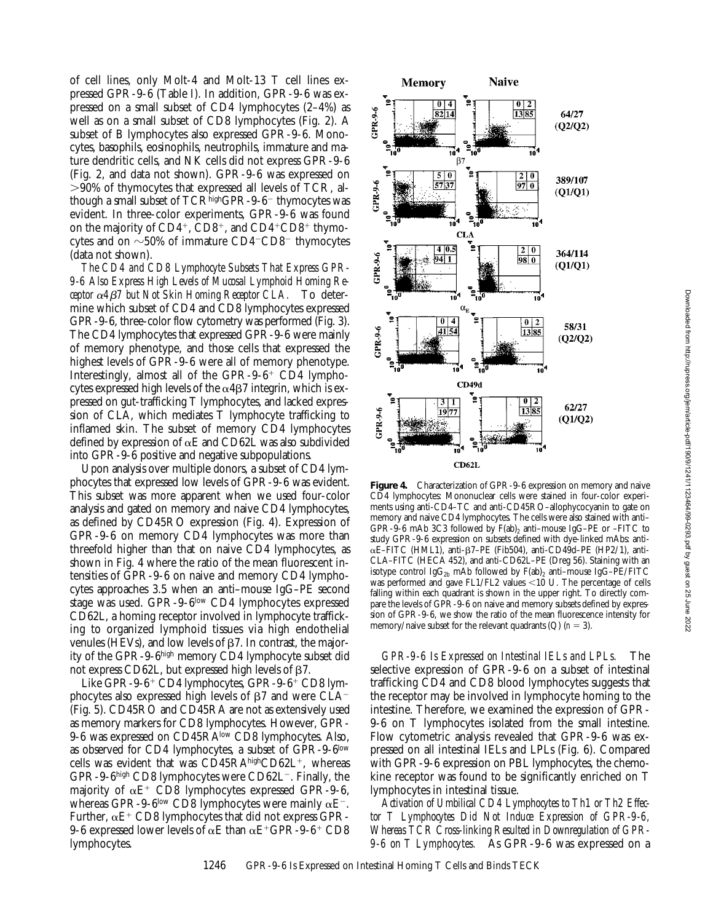of cell lines, only Molt-4 and Molt-13 T cell lines expressed GPR-9-6 (Table I). In addition, GPR-9-6 was expressed on a small subset of CD4 lymphocytes (2–4%) as well as on a small subset of CD8 lymphocytes (Fig. 2). A subset of B lymphocytes also expressed GPR-9-6. Monocytes, basophils, eosinophils, neutrophils, immature and mature dendritic cells, and NK cells did not express GPR-9-6 (Fig. 2, and data not shown). GPR-9-6 was expressed on >90% of thymocytes that expressed all levels of TCR, although a small subset of TCR$^{high}$GPR-9-6$^{-}$ thymocytes was evident. In three-color experiments, GPR-9-6 was found on the majority of CD4$^{+}$, CD8$^{+}$, and CD4$^{+}$CD8$^{+}$ thymocytes and on ~50% of immature CD4$^{-}$CD8$^{-}$ thymocytes (data not shown).

*The CD4 and CD8 Lymphocyte Subsets That Express GPR-9-6 Also Express High Levels of Mucosal Lymphoid Homing Receptor $\alpha 4\beta 7$ but Not Skin Homing Receptor CLA.* To determine which subset of CD4 and CD8 lymphocytes expressed GPR-9-6, three-color flow cytometry was performed (Fig. 3). The CD4 lymphocytes that expressed GPR-9-6 were mainly of memory phenotype, and those cells that expressed the highest levels of GPR-9-6 were all of memory phenotype. Interestingly, almost all of the GPR-9-6$^{+}$ CD4 lymphocytes expressed high levels of the $\alpha 4\beta 7$ integrin, which is expressed on gut-trafficking T lymphocytes, and lacked expression of CLA, which mediates T lymphocyte trafficking to inflamed skin. The subset of memory CD4 lymphocytes defined by expression of $\alpha$E and CD62L was also subdivided into GPR-9-6 positive and negative subpopulations.

Upon analysis over multiple donors, a subset of CD4 lymphocytes that expressed low levels of GPR-9-6 was evident. This subset was more apparent when we used four-color analysis and gated on memory and naive CD4 lymphocytes, as defined by CD45RO expression (Fig. 4). Expression of GPR-9-6 on memory CD4 lymphocytes was more than threefold higher than that on naive CD4 lymphocytes, as shown in Fig. 4 where the ratio of the mean fluorescent intensities of GPR-9-6 on naive and memory CD4 lymphocytes approaches 3.5 when an anti–mouse IgG–PE second stage was used. GPR-9-6$^{low}$ CD4 lymphocytes expressed CD62L, a homing receptor involved in lymphocyte trafficking to organized lymphoid tissues via high endothelial venules (HEVs), and low levels of $\beta$7. In contrast, the majority of the GPR-9-6$^{high}$ memory CD4 lymphocyte subset did not express CD62L, but expressed high levels of $\beta$7.

Like GPR-9-6$^{+}$ CD4 lymphocytes, GPR-9-6$^{+}$ CD8 lymphocytes also expressed high levels of $\beta$7 and were CLA$^{-}$ (Fig. 5). CD45RO and CD45RA are not as extensively used as memory markers for CD8 lymphocytes. However, GPR-9-6 was expressed on CD45RA$^{low}$ CD8 lymphocytes. Also, as observed for CD4 lymphocytes, a subset of GPR-9-6$^{low}$ cells was evident that was CD45RA$^{high}$CD62L$^{+}$, whereas GPR-9-6$^{high}$ CD8 lymphocytes were CD62L$^{-}$. Finally, the majority of $\alpha$E$^{+}$ CD8 lymphocytes expressed GPR-9-6, whereas GPR-9-6$^{low}$ CD8 lymphocytes were mainly $\alpha$E$^{-}$. Further, $\alpha$E$^{+}$ CD8 lymphocytes that did not express GPR-9-6 expressed lower levels of $\alpha$E than $\alpha$E$^{+}$GPR-9-6$^{+}$ CD8 lymphocytes.

**Figure 4.** Characterization of GPR-9-6 expression on memory and naive CD4 lymphocytes: Mononuclear cells were stained in four-color experiments using anti-CD4–TC and anti-CD45RO–allophycocyanin to gate on memory and naive CD4 lymphocytes. The cells were also stained with anti–GPR-9-6 mAb 3C3 followed by F(ab)$_2$ anti–mouse IgG–PE or –FITC to study GPR-9-6 expression on subsets defined with dye-linked mAbs: anti-$\alpha$E–FITC (HML1), anti-$\beta$7–PE (Fib504), anti-CD49d–PE (HP2/1), anti-CLA–FITC (HECA 452), and anti-CD62L–PE (Dreg 56). Staining with an isotype control IgG$_{2b}$ mAb followed by F(ab)$_2$ anti–mouse IgG–PE/FITC was performed and gave FL1/FL2 values <10 U. The percentage of cells falling within each quadrant is shown in the upper right. To directly compare the levels of GPR-9-6 on naive and memory subsets defined by expression of GPR-9-6, we show the ratio of the mean fluorescence intensity for memory/naive subset for the relevant quadrants (Q) (n = 3).

*GPR-9-6 Is Expressed on Intestinal IELs and LPLs.* The selective expression of GPR-9-6 on a subset of intestinal trafficking CD4 and CD8 blood lymphocytes suggests that the receptor may be involved in lymphocyte homing to the intestine. Therefore, we examined the expression of GPR-9-6 on T lymphocytes isolated from the small intestine. Flow cytometric analysis revealed that GPR-9-6 was expressed on all intestinal IELs and LPLs (Fig. 6). Compared with GPR-9-6 expression on PBL lymphocytes, the chemokine receptor was found to be significantly enriched on T lymphocytes in intestinal tissue.

*Activation of Umbilical CD4 Lymphocytes to Th1 or Th2 Effector T Lymphocytes Did Not Induce Expression of GPR-9-6, Whereas TCR Cross-linking Resulted in Downregulation of GPR-9-6 on T Lymphocytes.* As GPR-9-6 was expressed on a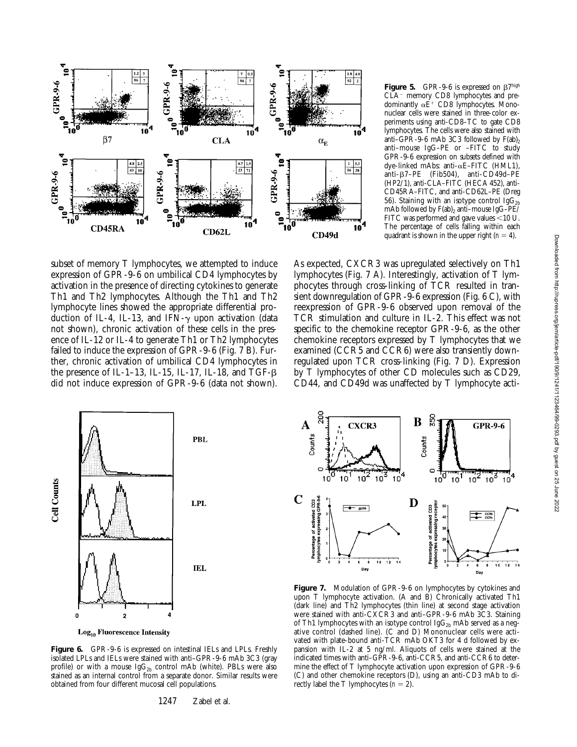**Figure 5.** GPR-9-6 is expressed on $\beta 7^{high}$ $CLA^-$ memory CD8 lymphocytes and predominantly $\alpha E^+$ CD8 lymphocytes. Mononuclear cells were stained in three-color experiments using anti-CD8–TC to gate CD8 lymphocytes. The cells were also stained with anti–GPR-9-6 mAb 3C3 followed by $F(ab)_2$ anti–mouse IgG–PE or –FITC to study GPR-9-6 expression on subsets defined with dye-linked mAbs: anti-$\alpha$E–FITC (HML1), anti-$\beta$7–PE (Fib504), anti-CD49d–PE (HP2/1), anti-CLA–FITC (HECA 452), anti-CD45RA–FITC, and anti-CD62L–PE (Dreg 56). Staining with an isotype control $IgG_{2b}$ mAb followed by $F(ab)_2$ anti–mouse IgG–PE/FITC was performed and gave values <10 U. The percentage of cells falling within each quadrant is shown in the upper right ($n = 4$).

subset of memory T lymphocytes, we attempted to induce expression of GPR-9-6 on umbilical CD4 lymphocytes by activation in the presence of directing cytokines to generate Th1 and Th2 lymphocytes. Although the Th1 and Th2 lymphocyte lines showed the appropriate differential production of IL-4, IL-13, and IFN-$\gamma$ upon activation (data not shown), chronic activation of these cells in the presence of IL-12 or IL-4 to generate Th1 or Th2 lymphocytes failed to induce the expression of GPR-9-6 (Fig. 7 B). Further, chronic activation of umbilical CD4 lymphocytes in the presence of IL-1–13, IL-15, IL-17, IL-18, and TGF-$\beta$ did not induce expression of GPR-9-6 (data not shown). As expected, CXCR3 was upregulated selectively on Th1 lymphocytes (Fig. 7 A). Interestingly, activation of T lymphocytes through cross-linking of TCR resulted in transient downregulation of GPR-9-6 expression (Fig. 6 C), with reexpression of GPR-9-6 observed upon removal of the TCR stimulation and culture in IL-2. This effect was not specific to the chemokine receptor GPR-9-6, as the other chemokine receptors expressed by T lymphocytes that we examined (CCR5 and CCR6) were also transiently downregulated upon TCR cross-linking (Fig. 7 D). Expression by T lymphocytes of other CD molecules such as CD29, CD44, and CD49d was unaffected by T lymphocyte acti-

**Figure 6.** GPR-9-6 is expressed on intestinal IELs and LPLs. Freshly isolated LPLs and IELs were stained with anti–GPR-9-6 mAb 3C3 (gray profile) or with a mouse $IgG_{2b}$ control mAb (white). PBLs were also stained as an internal control from a separate donor. Similar results were obtained from four different mucosal cell populations.

**Figure 7.** Modulation of GPR-9-6 on lymphocytes by cytokines and upon T lymphocyte activation. (A and B) Chronically activated Th1 (dark line) and Th2 lymphocytes (thin line) at second stage activation were stained with anti-CXCR3 and anti–GPR-9-6 mAb 3C3. Staining of Th1 lymphocytes with an isotype control $IgG_{2b}$ mAb served as a negative control (dashed line). (C and D) Mononuclear cells were activated with plate-bound anti-TCR mAb OKT3 for 4 d followed by expansion with IL-2 at 5 ng/ml. Aliquots of cells were stained at the indicated times with anti–GPR-9-6, anti-CCR5, and anti-CCR6 to determine the effect of T lymphocyte activation upon expression of GPR-9-6 (C) and other chemokine receptors (D), using an anti-CD3 mAb to directly label the T lymphocytes ($n = 2$).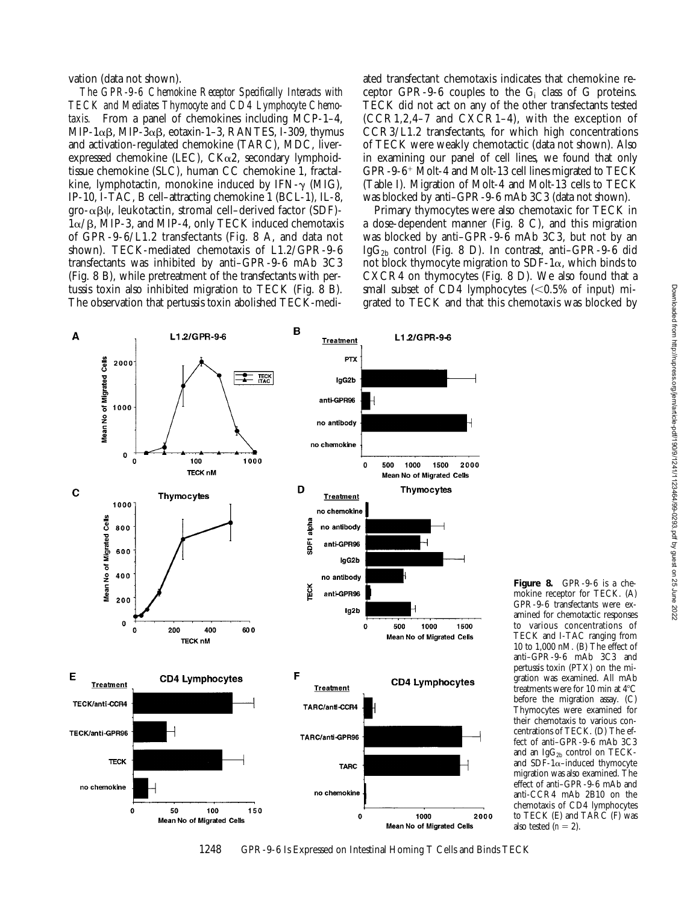vation (data not shown).

*The GPR-9-6 Chemokine Receptor Specifically Interacts with TECK and Mediates Thymocyte and CD4 Lymphocyte Chemotaxis.* From a panel of chemokines including MCP-1–4, MIP-1αβ, MIP-3αβ, eotaxin-1–3, RANTES, I-309, thymus and activation-regulated chemokine (TARC), MDC, liver-expressed chemokine (LEC), CKα2, secondary lymphoid-tissue chemokine (SLC), human CC chemokine 1, fractalkine, lymphotactin, monokine induced by IFN-γ (MIG), IP-10, I-TAC, B cell–attracting chemokine 1 (BCL-1), IL-8, gro-αβψ, leukotactin, stromal cell–derived factor (SDF)-1α/β, MIP-3, and MIP-4, only TECK induced chemotaxis of GPR-9-6/L1.2 transfectants (Fig. 8 A, and data not shown). TECK-mediated chemotaxis of L1.2/GPR-9-6 transfectants was inhibited by anti–GPR-9-6 mAb 3C3 (Fig. 8 B), while pretreatment of the transfectants with pertussis toxin also inhibited migration to TECK (Fig. 8 B). The observation that pertussis toxin abolished TECK-mediated transfectant chemotaxis indicates that chemokine receptor GPR-9-6 couples to the $G_i$ class of G proteins. TECK did not act on any of the other transfectants tested (CCR1,2,4–7 and CXCR1–4), with the exception of CCR3/L1.2 transfectants, for which high concentrations of TECK were weakly chemotactic (data not shown). Also in examining our panel of cell lines, we found that only GPR-9-6$^+$ Molt-4 and Molt-13 cell lines migrated to TECK (Table I). Migration of Molt-4 and Molt-13 cells to TECK was blocked by anti–GPR-9-6 mAb 3C3 (data not shown).

Primary thymocytes were also chemotaxic for TECK in a dose-dependent manner (Fig. 8 C), and this migration was blocked by anti–GPR-9-6 mAb 3C3, but not by an $IgG_{2b}$ control (Fig. 8 D). In contrast, anti–GPR-9-6 did not block thymocyte migration to SDF-1α, which binds to CXCR4 on thymocytes (Fig. 8 D). We also found that a small subset of CD4 lymphocytes (<0.5% of input) migrated to TECK and that this chemotaxis was blocked by

**Figure 8.** GPR-9-6 is a chemokine receptor for TECK. (A) GPR-9-6 transfectants were examined for chemotactic responses to various concentrations of TECK and I-TAC ranging from 10 to 1,000 nM. (B) The effect of anti–GPR-9-6 mAb 3C3 and pertussis toxin (PTX) on the migration was examined. All mAb treatments were for 10 min at 4°C before the migration assay. (C) Thymocytes were examined for their chemotaxis to various concentrations of TECK. (D) The effect of anti–GPR-9-6 mAb 3C3 and an $IgG_{2b}$ control on TECK- and SDF-1α–induced thymocyte migration was also examined. The effect of anti–GPR-9-6 mAb and anti-CCR4 mAb 2B10 on the chemotaxis of CD4 lymphocytes to TECK (E) and TARC (F) was also tested ($n = 2$).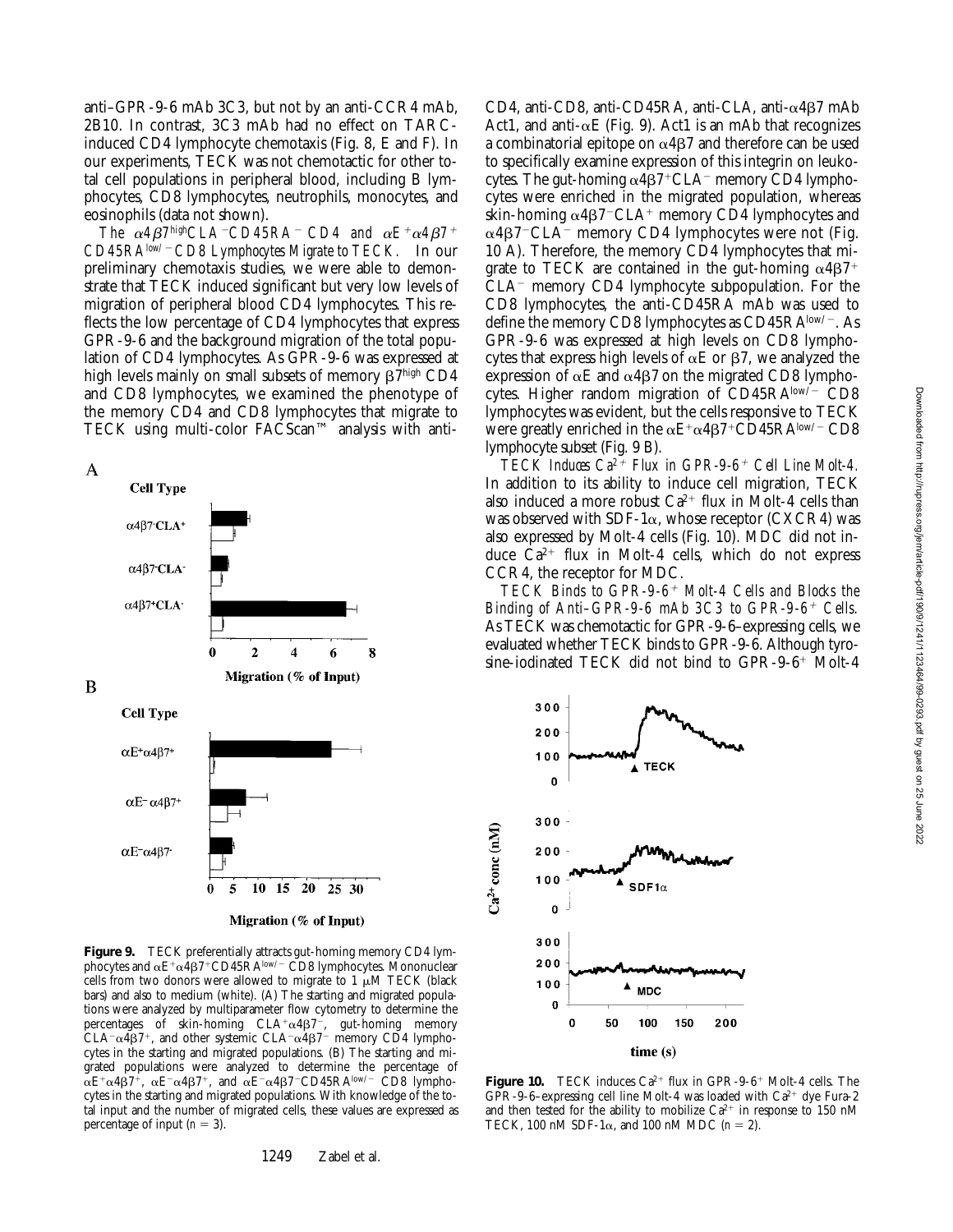anti–GPR-9-6 mAb 3C3, but not by an anti-CCR4 mAb, 2B10. In contrast, 3C3 mAb had no effect on TARC-induced CD4 lymphocyte chemotaxis (Fig. 8, E and F). In our experiments, TECK was not chemotactic for other total cell populations in peripheral blood, including B lymphocytes, CD8 lymphocytes, neutrophils, monocytes, and eosinophils (data not shown).

*The $\alpha4\beta7^{high}CLA^-CD45RA^-$ CD4 and $\alpha E^+\alpha4\beta7^+CD45RA^{low/-}$ CD8 Lymphocytes Migrate to TECK.* In our preliminary chemotaxis studies, we were able to demonstrate that TECK induced significant but very low levels of migration of peripheral blood CD4 lymphocytes. This reflects the low percentage of CD4 lymphocytes that express GPR-9-6 and the background migration of the total population of CD4 lymphocytes. As GPR-9-6 was expressed at high levels mainly on small subsets of memory $\beta7^{high}$ CD4 and CD8 lymphocytes, we examined the phenotype of the memory CD4 and CD8 lymphocytes that migrate to TECK using multi-color FACScan™ analysis with anti-CD4, anti-CD8, anti-CD45RA, anti-CLA, anti-$\alpha4\beta7$ mAb Act1, and anti-$\alpha E$ (Fig. 9). Act1 is an mAb that recognizes a combinatorial epitope on $\alpha4\beta7$ and therefore can be used to specifically examine expression of this integrin on leukocytes. The gut-homing $\alpha4\beta7^+CLA^-$ memory CD4 lymphocytes were enriched in the migrated population, whereas skin-homing $\alpha4\beta7^-CLA^+$ memory CD4 lymphocytes and $\alpha4\beta7^-CLA^-$ memory CD4 lymphocytes were not (Fig. 10 A). Therefore, the memory CD4 lymphocytes that migrate to TECK are contained in the gut-homing $\alpha4\beta7^+CLA^-$ memory CD4 lymphocyte subpopulation. For the CD8 lymphocytes, the anti-CD45RA mAb was used to define the memory CD8 lymphocytes as $CD45RA^{low/-}$. As GPR-9-6 was expressed at high levels on CD8 lymphocytes that express high levels of $\alpha E$ or $\beta7$, we analyzed the expression of $\alpha E$ and $\alpha4\beta7$ on the migrated CD8 lymphocytes. Higher random migration of $CD45RA^{low/-}$ CD8 lymphocytes was evident, but the cells responsive to TECK were greatly enriched in the $\alpha E^+\alpha4\beta7^+CD45RA^{low/-}$ CD8 lymphocyte subset (Fig. 9 B).

*TECK Induces $Ca^{2+}$ Flux in GPR-9-6$^+$ Cell Line Molt-4.* In addition to its ability to induce cell migration, TECK also induced a more robust $Ca^{2+}$ flux in Molt-4 cells than was observed with SDF-1$\alpha$, whose receptor (CXCR4) was also expressed by Molt-4 cells (Fig. 10). MDC did not induce $Ca^{2+}$ flux in Molt-4 cells, which do not express CCR4, the receptor for MDC.

*TECK Binds to GPR-9-6$^+$ Molt-4 Cells and Blocks the Binding of Anti–GPR-9-6 mAb 3C3 to GPR-9-6$^+$ Cells.* As TECK was chemotactic for GPR-9-6–expressing cells, we evaluated whether TECK binds to GPR-9-6. Although tyrosine-iodinated TECK did not bind to GPR-9-6$^+$ Molt-4

**Figure 9.** TECK preferentially attracts gut-homing memory CD4 lymphocytes and $\alpha E^+\alpha4\beta7^+CD45RA^{low/-}$ CD8 lymphocytes. Mononuclear cells from two donors were allowed to migrate to 1 μM TECK (black bars) and also to medium (white). (A) The starting and migrated populations were analyzed by multiparameter flow cytometry to determine the percentages of skin-homing $CLA^+\alpha4\beta7^-$, gut-homing memory $CLA^-\alpha4\beta7^+$, and other systemic $CLA^-\alpha4\beta7^-$ memory CD4 lymphocytes in the starting and migrated populations. (B) The starting and migrated populations were analyzed to determine the percentage of $\alpha E^+\alpha4\beta7^+$, $\alpha E^-\alpha4\beta7^+$, and $\alpha E^-\alpha4\beta7^-CD45RA^{low/-}$ CD8 lymphocytes in the starting and migrated populations. With knowledge of the total input and the number of migrated cells, these values are expressed as percentage of input ($n = 3$).

**Figure 10.** TECK induces $Ca^{2+}$ flux in GPR-9-6$^+$ Molt-4 cells. The GPR-9-6–expressing cell line Molt-4 was loaded with $Ca^{2+}$ dye Fura-2 and then tested for the ability to mobilize $Ca^{2+}$ in response to 150 nM TECK, 100 nM SDF-1$\alpha$, and 100 nM MDC ($n = 2$).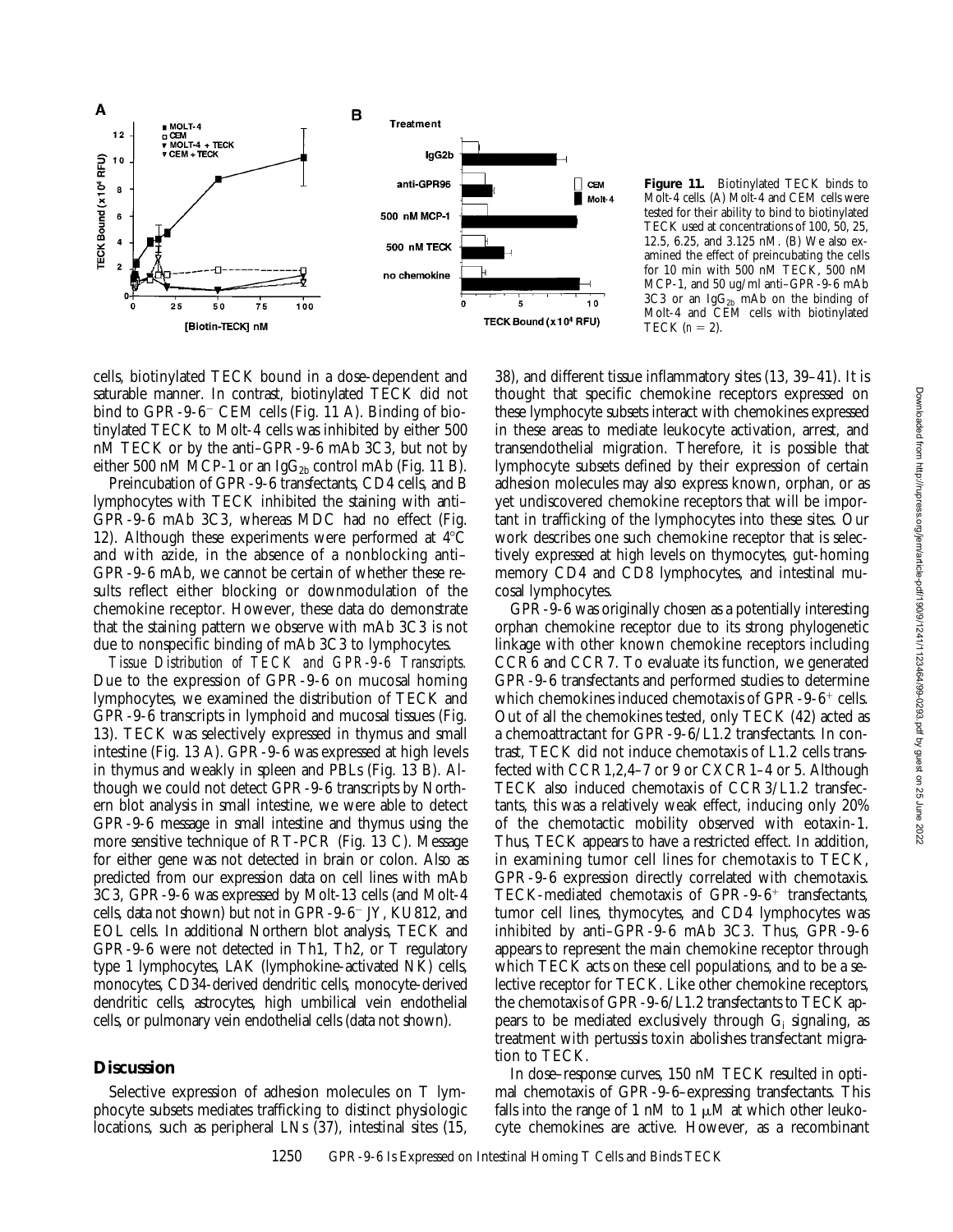**Figure 11.** Biotinylated TECK binds to Molt-4 cells. (A) Molt-4 and CEM cells were tested for their ability to bind to biotinylated TECK used at concentrations of 100, 50, 25, 12.5, 6.25, and 3.125 nM. (B) We also examined the effect of preincubating the cells for 10 min with 500 nM TECK, 500 nM MCP-1, and 50 ug/ml anti–GPR-9-6 mAb 3C3 or an $IgG_{2b}$ mAb on the binding of Molt-4 and CEM cells with biotinylated TECK ($n = 2$).

cells, biotinylated TECK bound in a dose-dependent and saturable manner. In contrast, biotinylated TECK did not bind to GPR-9-6$^-$ CEM cells (Fig. 11 A). Binding of biotinylated TECK to Molt-4 cells was inhibited by either 500 nM TECK or by the anti–GPR-9-6 mAb 3C3, but not by either 500 nM MCP-1 or an $IgG_{2b}$ control mAb (Fig. 11 B).

Preincubation of GPR-9-6 transfectants, CD4 cells, and B lymphocytes with TECK inhibited the staining with anti–GPR-9-6 mAb 3C3, whereas MDC had no effect (Fig. 12). Although these experiments were performed at 4°C and with azide, in the absence of a nonblocking anti–GPR-9-6 mAb, we cannot be certain of whether these results reflect either blocking or downmodulation of the chemokine receptor. However, these data do demonstrate that the staining pattern we observe with mAb 3C3 is not due to nonspecific binding of mAb 3C3 to lymphocytes.

*Tissue Distribution of TECK and GPR-9-6 Transcripts.* Due to the expression of GPR-9-6 on mucosal homing lymphocytes, we examined the distribution of TECK and GPR-9-6 transcripts in lymphoid and mucosal tissues (Fig. 13). TECK was selectively expressed in thymus and small intestine (Fig. 13 A). GPR-9-6 was expressed at high levels in thymus and weakly in spleen and PBLs (Fig. 13 B). Although we could not detect GPR-9-6 transcripts by Northern blot analysis in small intestine, we were able to detect GPR-9-6 message in small intestine and thymus using the more sensitive technique of RT-PCR (Fig. 13 C). Message for either gene was not detected in brain or colon. Also as predicted from our expression data on cell lines with mAb 3C3, GPR-9-6 was expressed by Molt-13 cells (and Molt-4 cells, data not shown) but not in GPR-9-6$^-$ JY, KU812, and EOL cells. In additional Northern blot analysis, TECK and GPR-9-6 were not detected in Th1, Th2, or T regulatory type 1 lymphocytes, LAK (lymphokine-activated NK) cells, monocytes, CD34-derived dendritic cells, monocyte-derived dendritic cells, astrocytes, high umbilical vein endothelial cells, or pulmonary vein endothelial cells (data not shown).

## Discussion

Selective expression of adhesion molecules on T lymphocyte subsets mediates trafficking to distinct physiologic locations, such as peripheral LNs (37), intestinal sites (15, 38), and different tissue inflammatory sites (13, 39–41). It is thought that specific chemokine receptors expressed on these lymphocyte subsets interact with chemokines expressed in these areas to mediate leukocyte activation, arrest, and transendothelial migration. Therefore, it is possible that lymphocyte subsets defined by their expression of certain adhesion molecules may also express known, orphan, or as yet undiscovered chemokine receptors that will be important in trafficking of the lymphocytes into these sites. Our work describes one such chemokine receptor that is selectively expressed at high levels on thymocytes, gut-homing memory CD4 and CD8 lymphocytes, and intestinal mucosal lymphocytes.

GPR-9-6 was originally chosen as a potentially interesting orphan chemokine receptor due to its strong phylogenetic linkage with other known chemokine receptors including CCR6 and CCR7. To evaluate its function, we generated GPR-9-6 transfectants and performed studies to determine which chemokines induced chemotaxis of GPR-9-6$^+$ cells. Out of all the chemokines tested, only TECK (42) acted as a chemoattractant for GPR-9-6/L1.2 transfectants. In contrast, TECK did not induce chemotaxis of L1.2 cells transfected with CCR1,2,4–7 or 9 or CXCR1–4 or 5. Although TECK also induced chemotaxis of CCR3/L1.2 transfectants, this was a relatively weak effect, inducing only 20% of the chemotactic mobility observed with eotaxin-1. Thus, TECK appears to have a restricted effect. In addition, in examining tumor cell lines for chemotaxis to TECK, GPR-9-6 expression directly correlated with chemotaxis. TECK-mediated chemotaxis of GPR-9-6$^+$ transfectants, tumor cell lines, thymocytes, and CD4 lymphocytes was inhibited by anti–GPR-9-6 mAb 3C3. Thus, GPR-9-6 appears to represent the main chemokine receptor through which TECK acts on these cell populations, and to be a selective receptor for TECK. Like other chemokine receptors, the chemotaxis of GPR-9-6/L1.2 transfectants to TECK appears to be mediated exclusively through $G_i$ signaling, as treatment with pertussis toxin abolishes transfectant migration to TECK.

In dose–response curves, 150 nM TECK resulted in optimal chemotaxis of GPR-9-6–expressing transfectants. This falls into the range of 1 nM to 1 μM at which other leukocyte chemokines are active. However, as a recombinant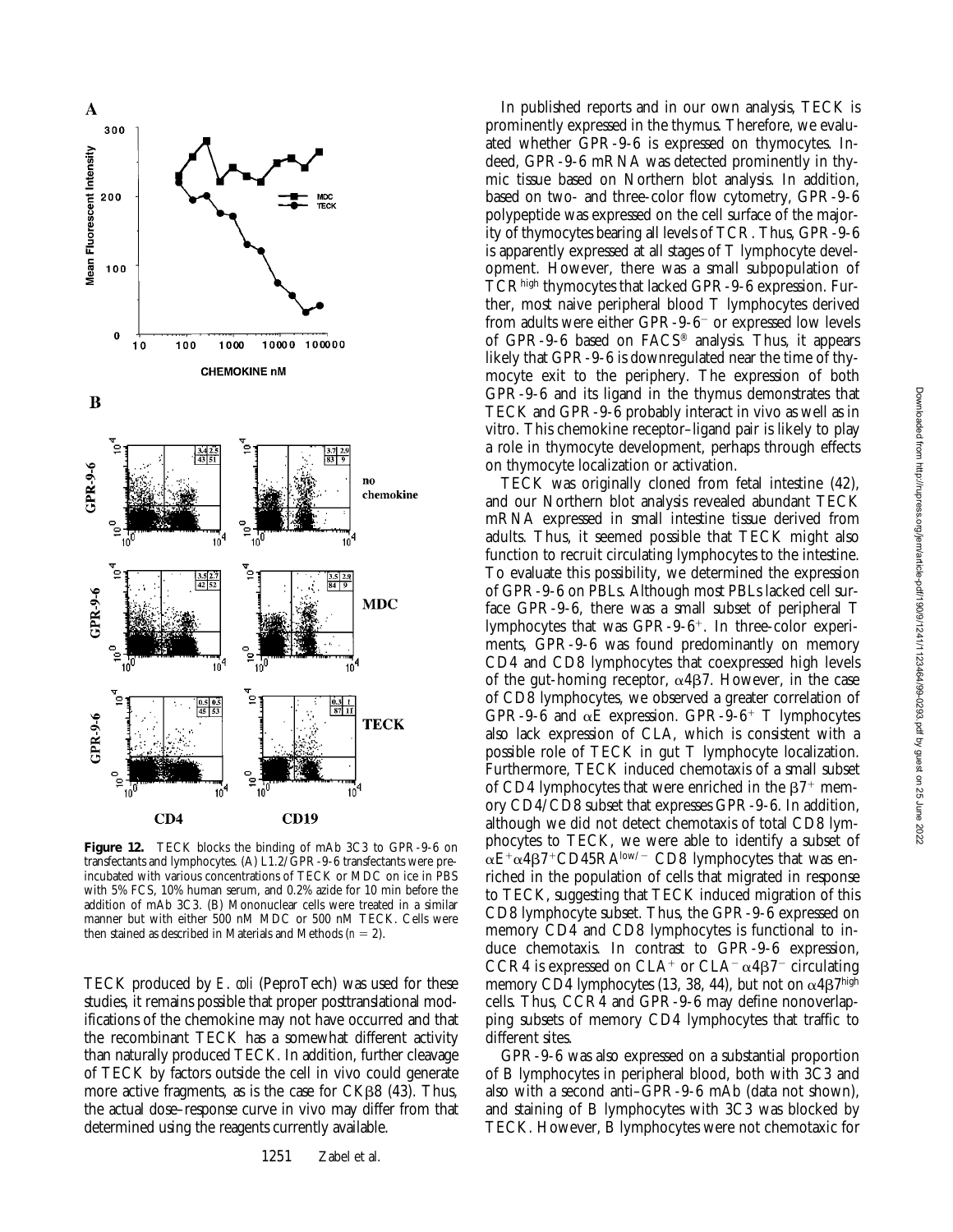**Figure 12.** TECK blocks the binding of mAb 3C3 to GPR-9-6 on transfectants and lymphocytes. (A) L1.2/GPR-9-6 transfectants were preincubated with various concentrations of TECK or MDC on ice in PBS with 5% FCS, 10% human serum, and 0.2% azide for 10 min before the addition of mAb 3C3. (B) Mononuclear cells were treated in a similar manner but with either 500 nM MDC or 500 nM TECK. Cells were then stained as described in Materials and Methods ($n = 2$).

TECK produced by *E. coli* (PeproTech) was used for these studies, it remains possible that proper posttranslational modifications of the chemokine may not have occurred and that the recombinant TECK has a somewhat different activity than naturally produced TECK. In addition, further cleavage of TECK by factors outside the cell in vivo could generate more active fragments, as is the case for CKβ8 (43). Thus, the actual dose–response curve in vivo may differ from that determined using the reagents currently available.

In published reports and in our own analysis, TECK is prominently expressed in the thymus. Therefore, we evaluated whether GPR-9-6 is expressed on thymocytes. Indeed, GPR-9-6 mRNA was detected prominently in thymic tissue based on Northern blot analysis. In addition, based on two- and three-color flow cytometry, GPR-9-6 polypeptide was expressed on the cell surface of the majority of thymocytes bearing all levels of TCR. Thus, GPR-9-6 is apparently expressed at all stages of T lymphocyte development. However, there was a small subpopulation of TCR$^{high}$ thymocytes that lacked GPR-9-6 expression. Further, most naive peripheral blood T lymphocytes derived from adults were either GPR-9-6$^{-}$ or expressed low levels of GPR-9-6 based on FACS® analysis. Thus, it appears likely that GPR-9-6 is downregulated near the time of thymocyte exit to the periphery. The expression of both GPR-9-6 and its ligand in the thymus demonstrates that TECK and GPR-9-6 probably interact in vivo as well as in vitro. This chemokine receptor–ligand pair is likely to play a role in thymocyte development, perhaps through effects on thymocyte localization or activation.

TECK was originally cloned from fetal intestine (42), and our Northern blot analysis revealed abundant TECK mRNA expressed in small intestine tissue derived from adults. Thus, it seemed possible that TECK might also function to recruit circulating lymphocytes to the intestine. To evaluate this possibility, we determined the expression of GPR-9-6 on PBLs. Although most PBLs lacked cell surface GPR-9-6, there was a small subset of peripheral T lymphocytes that was GPR-9-6$^{+}$. In three-color experiments, GPR-9-6 was found predominantly on memory CD4 and CD8 lymphocytes that coexpressed high levels of the gut-homing receptor, α4β7. However, in the case of CD8 lymphocytes, we observed a greater correlation of GPR-9-6 and αE expression. GPR-9-6$^{+}$ T lymphocytes also lack expression of CLA, which is consistent with a possible role of TECK in gut T lymphocyte localization. Furthermore, TECK induced chemotaxis of a small subset of CD4 lymphocytes that were enriched in the β7$^{+}$ memory CD4/CD8 subset that expresses GPR-9-6. In addition, although we did not detect chemotaxis of total CD8 lymphocytes to TECK, we were able to identify a subset of αE$^{+}$α4β7$^{+}$CD45RA$^{low/-}$ CD8 lymphocytes that was enriched in the population of cells that migrated in response to TECK, suggesting that TECK induced migration of this CD8 lymphocyte subset. Thus, the GPR-9-6 expressed on memory CD4 and CD8 lymphocytes is functional to induce chemotaxis. In contrast to GPR-9-6 expression, CCR4 is expressed on CLA$^{+}$ or CLA$^{-}$α4β7$^{-}$ circulating memory CD4 lymphocytes (13, 38, 44), but not on α4β7$^{high}$ cells. Thus, CCR4 and GPR-9-6 may define nonoverlapping subsets of memory CD4 lymphocytes that traffic to different sites.

GPR-9-6 was also expressed on a substantial proportion of B lymphocytes in peripheral blood, both with 3C3 and also with a second anti–GPR-9-6 mAb (data not shown), and staining of B lymphocytes with 3C3 was blocked by TECK. However, B lymphocytes were not chemotaxic for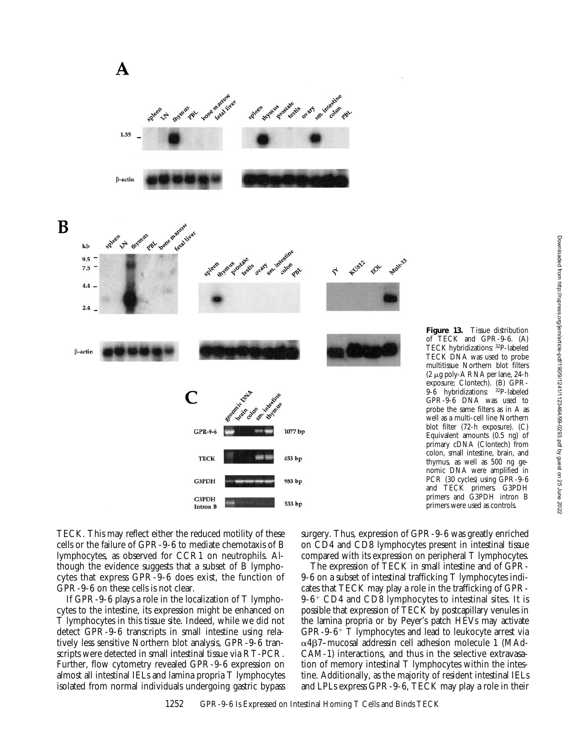**Figure 13.** Tissue distribution of TECK and GPR-9-6. (A) TECK hybridizations: $^{32}$P-labeled TECK DNA was used to probe multitissue Northern blot filters (2 μg poly-A RNA per lane, 24-h exposure; Clontech). (B) GPR-9-6 hybridizations: $^{32}$P-labeled GPR-9-6 DNA was used to probe the same filters as in A as well as a multi-cell line Northern blot filter (72-h exposure). (C) Equivalent amounts (0.5 ng) of primary cDNA (Clontech) from colon, small intestine, brain, and thymus, as well as 500 ng genomic DNA were amplified in PCR (30 cycles) using GPR-9-6 and TECK primers. G3PDH primers and G3PDH intron B primers were used as controls.

TECK. This may reflect either the reduced motility of these cells or the failure of GPR-9-6 to mediate chemotaxis of B lymphocytes, as observed for CCR1 on neutrophils. Although the evidence suggests that a subset of B lymphocytes that express GPR-9-6 does exist, the function of GPR-9-6 on these cells is not clear.

If GPR-9-6 plays a role in the localization of T lymphocytes to the intestine, its expression might be enhanced on T lymphocytes in this tissue site. Indeed, while we did not detect GPR-9-6 transcripts in small intestine using relatively less sensitive Northern blot analysis, GPR-9-6 transcripts were detected in small intestinal tissue via RT-PCR. Further, flow cytometry revealed GPR-9-6 expression on almost all intestinal IELs and lamina propria T lymphocytes isolated from normal individuals undergoing gastric bypass surgery. Thus, expression of GPR-9-6 was greatly enriched on CD4 and CD8 lymphocytes present in intestinal tissue compared with its expression on peripheral T lymphocytes.

The expression of TECK in small intestine and of GPR-9-6 on a subset of intestinal trafficking T lymphocytes indicates that TECK may play a role in the trafficking of GPR-9-6$^{+}$ CD4 and CD8 lymphocytes to intestinal sites. It is possible that expression of TECK by postcapillary venules in the lamina propria or by Peyer's patch HEVs may activate GPR-9-6$^{+}$ T lymphocytes and lead to leukocyte arrest via $\alpha4\beta7$–mucosal addressin cell adhesion molecule 1 (MAdCAM-1) interactions, and thus in the selective extravasation of memory intestinal T lymphocytes within the intestine. Additionally, as the majority of resident intestinal IELs and LPLs express GPR-9-6, TECK may play a role in their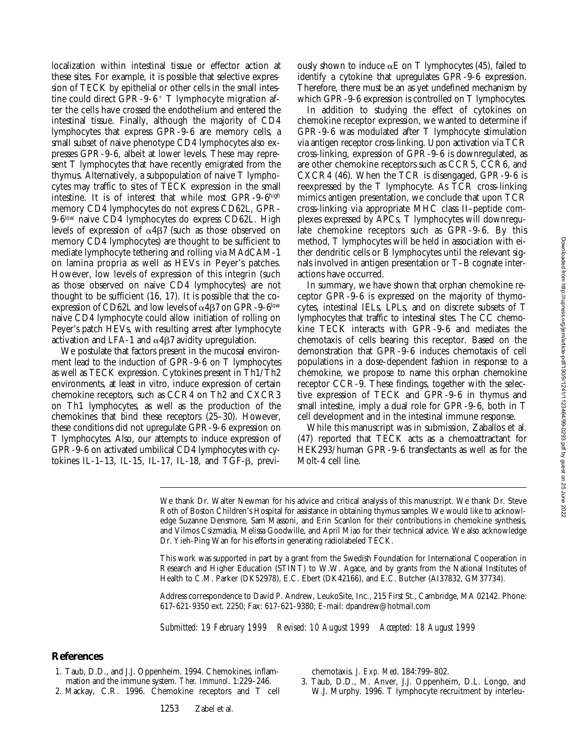localization within intestinal tissue or effector action at these sites. For example, it is possible that selective expression of TECK by epithelial or other cells in the small intestine could direct GPR-9-6$^+$ T lymphocyte migration after the cells have crossed the endothelium and entered the intestinal tissue. Finally, although the majority of CD4 lymphocytes that express GPR-9-6 are memory cells, a small subset of naive phenotype CD4 lymphocytes also expresses GPR-9-6, albeit at lower levels. These may represent T lymphocytes that have recently emigrated from the thymus. Alternatively, a subpopulation of naive T lymphocytes may traffic to sites of TECK expression in the small intestine. It is of interest that while most GPR-9-6$^{high}$ memory CD4 lymphocytes do not express CD62L, GPR-9-6$^{low}$ naive CD4 lymphocytes do express CD62L. High levels of expression of $\alpha4\beta7$ (such as those observed on memory CD4 lymphocytes) are thought to be sufficient to mediate lymphocyte tethering and rolling via MAdCAM-1 on lamina propria as well as HEVs in Peyer's patches. However, low levels of expression of this integrin (such as those observed on naive CD4 lymphocytes) are not thought to be sufficient (16, 17). It is possible that the coexpression of CD62L and low levels of $\alpha4\beta7$ on GPR-9-6$^{low}$ naive CD4 lymphocyte could allow initiation of rolling on Peyer's patch HEVs, with resulting arrest after lymphocyte activation and LFA-1 and $\alpha4\beta7$ avidity upregulation.

We postulate that factors present in the mucosal environment lead to the induction of GPR-9-6 on T lymphocytes as well as TECK expression. Cytokines present in Th1/Th2 environments, at least in vitro, induce expression of certain chemokine receptors, such as CCR4 on Th2 and CXCR3 on Th1 lymphocytes, as well as the production of the chemokines that bind these receptors (25–30). However, these conditions did not upregulate GPR-9-6 expression on T lymphocytes. Also, our attempts to induce expression of GPR-9-6 on activated umbilical CD4 lymphocytes with cytokines IL-1–13, IL-15, IL-17, IL-18, and TGF-$\beta$, previously shown to induce $\alpha$E on T lymphocytes (45), failed to identify a cytokine that upregulates GPR-9-6 expression. Therefore, there must be an as yet undefined mechanism by which GPR-9-6 expression is controlled on T lymphocytes.

In addition to studying the effect of cytokines on chemokine receptor expression, we wanted to determine if GPR-9-6 was modulated after T lymphocyte stimulation via antigen receptor cross-linking. Upon activation via TCR cross-linking, expression of GPR-9-6 is downregulated, as are other chemokine receptors such as CCR5, CCR6, and CXCR4 (46). When the TCR is disengaged, GPR-9-6 is reexpressed by the T lymphocyte. As TCR cross-linking mimics antigen presentation, we conclude that upon TCR cross-linking via appropriate MHC class II–peptide complexes expressed by APCs, T lymphocytes will downregulate chemokine receptors such as GPR-9-6. By this method, T lymphocytes will be held in association with either dendritic cells or B lymphocytes until the relevant signals involved in antigen presentation or T–B cognate interactions have occurred.

In summary, we have shown that orphan chemokine receptor GPR-9-6 is expressed on the majority of thymocytes, intestinal IELs, LPLs, and on discrete subsets of T lymphocytes that traffic to intestinal sites. The CC chemokine TECK interacts with GPR-9-6 and mediates the chemotaxis of cells bearing this receptor. Based on the demonstration that GPR-9-6 induces chemotaxis of cell populations in a dose-dependent fashion in response to a chemokine, we propose to name this orphan chemokine receptor CCR-9. These findings, together with the selective expression of TECK and GPR-9-6 in thymus and small intestine, imply a dual role for GPR-9-6, both in T cell development and in the intestinal immune response.

While this manuscript was in submission, Zaballos et al. (47) reported that TECK acts as a chemoattractant for HEK293/human GPR-9-6 transfectants as well as for the Molt-4 cell line.

We thank Dr. Walter Newman for his advice and critical analysis of this manuscript. We thank Dr. Steve Roth of Boston Children's Hospital for assistance in obtaining thymus samples. We would like to acknowledge Suzanne Densmore, Sam Massoni, and Erin Scanlon for their contributions in chemokine synthesis, and Vilmos Csizmadia, Melissa Goodwille, and April Miao for their technical advice. We also acknowledge Dr. Yieh-Ping Wan for his efforts in generating radiolabeled TECK.

This work was supported in part by a grant from the Swedish Foundation for International Cooperation in Research and Higher Education (STINT) to W.W. Agace, and by grants from the National Institutes of Health to C.M. Parker (DK52978), E.C. Ebert (DK42166), and E.C. Butcher (AI37832, GM37734).

Address correspondence to David P. Andrew, LeukoSite, Inc., 215 First St., Cambridge, MA 02142. Phone: 617-621-9350 ext. 2250; Fax: 617-621-9380; E-mail: dpandrew@hotmail.com

*Submitted: 19 February 1999 Revised: 10 August 1999 Accepted: 18 August 1999*

## References

1. Taub, D.D., and J.J. Oppenheim. 1994. Chemokines, inflammation and the immune system. *Ther. Immunol.* 1:229–246.
2. Mackay, C.R. 1996. Chemokine receptors and T cell chemotaxis. *J. Exp. Med.* 184:799–802.
3. Taub, D.D., M. Anver, J.J. Oppenheim, D.L. Longo, and W.J. Murphy. 1996. T lymphocyte recruitment by interleu-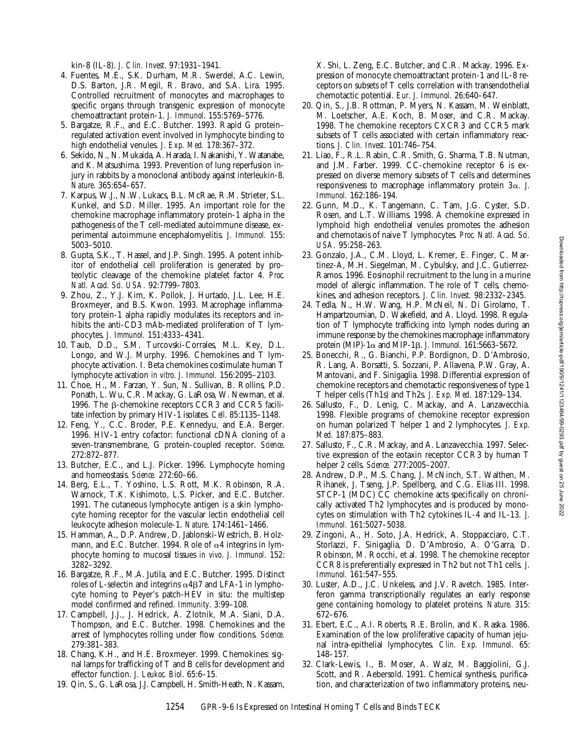kin-8 (IL-8). *J. Clin. Invest*. 97:1931–1941.

4. Fuentes, M.E., S.K. Durham, M.R. Swerdel, A.C. Lewin, D.S. Barton, J.R. Megil, R. Bravo, and S.A. Lira. 1995. Controlled recruitment of monocytes and macrophages to specific organs through transgenic expression of monocyte chemoattractant protein-1. *J. Immunol*. 155:5769–5776.
5. Bargatze, R.F., and E.C. Butcher. 1993. Rapid G protein–regulated activation event involved in lymphocyte binding to high endothelial venules. *J. Exp. Med.* 178:367–372.
6. Sekido, N., N. Mukaida, A. Harada, I. Nakanishi, Y. Watanabe, and K. Matsushima. 1993. Prevention of lung reperfusion injury in rabbits by a monoclonal antibody against interleukin-8. *Nature*. 365:654–657.
7. Karpus, W.J., N.W. Lukacs, B.L. McRae, R.M. Strieter, S.L. Kunkel, and S.D. Miller. 1995. An important role for the chemokine macrophage inflammatory protein-1 alpha in the pathogenesis of the T cell-mediated autoimmune disease, experimental autoimmune encephalomyelitis. *J. Immunol.* 155: 5003–5010.
8. Gupta, S.K., T. Hassel, and J.P. Singh. 1995. A potent inhibitor of endothelial cell proliferation is generated by proteolytic cleavage of the chemokine platelet factor 4. *Proc. Natl. Acad. Sci. USA*. 92:7799–7803.
9. Zhou, Z., Y.J. Kim, K. Pollok, J. Hurtado, J.L. Lee, H.E. Broxmeyer, and B.S. Kwon. 1993. Macrophage inflammatory protein-1 alpha rapidly modulates its receptors and inhibits the anti-CD3 mAb-mediated proliferation of T lymphocytes. *J. Immunol.* 151:4333–4341.
10. Taub, D.D., S.M. Turcovski-Corrales, M.L. Key, D.L. Longo, and W.J. Murphy. 1996. Chemokines and T lymphocyte activation. I. Beta chemokines costimulate human T lymphocyte activation *in vitro*. *J. Immunol.* 156:2095–2103.
11. Choe, H., M. Farzan, Y. Sun, N. Sullivan, B. Rollins, P.D. Ponath, L. Wu, C.R. Mackay, G. LaRosa, W. Newman, et al. 1996. The β-chemokine receptors CCR3 and CCR5 facilitate infection by primary HIV-1 isolates. *Cell*. 85:1135–1148.
12. Feng, Y., C.C. Broder, P.E. Kennedyu, and E.A. Berger. 1996. HIV-1 entry cofactor: functional cDNA cloning of a seven-transmembrane, G protein-coupled receptor. *Science*. 272:872–877.
13. Butcher, E.C., and L.J. Picker. 1996. Lymphocyte homing and homeostasis. *Science*. 272:60–66.
14. Berg, E.L., T. Yoshino, L.S. Rott, M.K. Robinson, R.A. Warnock, T.K. Kishimoto, L.S. Picker, and E.C. Butcher. 1991. The cutaneous lymphocyte antigen is a skin lymphocyte homing receptor for the vascular lectin endothelial cell leukocyte adhesion molecule-1. *Nature*. 174:1461–1466.
15. Hamman, A., D.P. Andrew, D. Jablonski-Westrich, B. Holzmann, and E.C. Butcher. 1994. Role of α4 integrins in lymphocyte homing to mucosal tissues *in vivo*. *J. Immunol*. 152: 3282–3292.
16. Bargatze, R.F., M.A. Jutila, and E.C. Butcher. 1995. Distinct roles of L-selectin and integrins α4β7 and LFA-1 in lymphocyte homing to Peyer's patch-HEV in situ: the multistep model confirmed and refined. *Immunity*. 3:99–108.
17. Campbell, J.J., J. Hedrick, A. Zlotnik, M.A. Siani, D.A. Thompson, and E.C. Butcher. 1998. Chemokines and the arrest of lymphocytes rolling under flow conditions. *Science*. 279:381–383.
18. Chang, K.H., and H.E. Broxmeyer. 1999. Chemokines: signal lamps for trafficking of T and B cells for development and effector function. *J. Leukoc. Biol*. 65:6–15.
19. Qin, S., G. LaRosa, J.J. Campbell, H. Smith-Heath, N. Kassam, X. Shi, L. Zeng, E.C. Butcher, and C.R. Mackay. 1996. Expression of monocyte chemoattractant protein-1 and IL-8 receptors on subsets of T cells: correlation with transendothelial chemotactic potential. *Eur. J. Immunol*. 26:640–647.
20. Qin, S., J.B. Rottman, P. Myers, N. Kassam, M. Weinblatt, M. Loetscher, A.E. Koch, B. Moser, and C.R. Mackay. 1998. The chemokine receptors CXCR3 and CCR5 mark subsets of T cells associated with certain inflammatory reactions. *J. Clin. Invest*. 101:746–754.
21. Liao, F., R.L. Rabin, C.R. Smith, G. Sharma, T.B. Nutman, and J.M. Farber. 1999. CC-chemokine receptor 6 is expressed on diverse memory subsets of T cells and determines responsiveness to macrophage inflammatory protein 3α. *J. Immunol.* 162:186–194.
22. Gunn, M.D., K. Tangemann, C. Tam, J.G. Cyster, S.D. Rosen, and L.T. Williams. 1998. A chemokine expressed in lymphoid high endothelial venules promotes the adhesion and chemotaxis of naive T lymphocytes. *Proc. Natl. Acad. Sci. USA*. 95:258–263.
23. Gonzalo, J.A., C.M. Lloyd, L. Kremer, E. Finger, C. Martinez-A, M.H. Siegelman, M. Cybulsky, and J.C. Gutierrez-Ramos. 1996. Eosinophil recruitment to the lung in a murine model of allergic inflammation. The role of T cells, chemokines, and adhesion receptors. *J. Clin. Invest.* 98:2332–2345.
24. Tedla, N., H.W. Wang, H.P. McNeil, N. Di Girolamo, T. Hampartzoumian, D. Wakefield, and A. Lloyd. 1998. Regulation of T lymphocyte trafficking into lymph nodes during an immune response by the chemokines macrophage inflammatory protein (MIP)-1α and MIP-1β. *J. Immunol.* 161:5663–5672.
25. Bonecchi, R., G. Bianchi, P.P. Bordignon, D. D'Ambrosio, R. Lang, A. Borsatti, S. Sozzani, P. Allavena, P.W. Gray, A. Mantovani, and F. Sinigaglia. 1998. Differential expression of chemokine receptors and chemotactic responsiveness of type 1 T helper cells (Th1s) and Th2s. *J. Exp. Med*. 187:129–134.
26. Sallusto, F., D. Lenig, C. Mackay, and A. Lanzavecchia. 1998. Flexible programs of chemokine receptor expression on human polarized T helper 1 and 2 lymphocytes. *J. Exp. Med.* 187:875–883.
27. Sallusto, F., C.R. Mackay, and A. Lanzavecchia. 1997. Selective expression of the eotaxin receptor CCR3 by human T helper 2 cells. *Science*. 277:2005–2007.
28. Andrew, D.P., M.S. Chang, J. McNinch, S.T. Walthen, M. Rihanek, J. Tseng, J.P. Spellberg, and C.G. Elias III. 1998. STCP-1 (MDC) CC chemokine acts specifically on chronically activated Th2 lymphocytes and is produced by monocytes on stimulation with Th2 cytokines IL-4 and IL-13. *J. Immunol.* 161:5027–5038.
29. Zingoni, A., H. Soto, J.A. Hedrick, A. Stoppacciaro, C.T. Storlazzi, F. Sinigaglia, D. D'Ambrosio, A. O'Garra, D. Robinson, M. Rocchi, et al. 1998. The chemokine receptor CCR8 is preferentially expressed in Th2 but not Th1 cells. *J. Immunol.* 161:547–555.
30. Luster, A.D., J.C. Unkeless, and J.V. Ravetch. 1985. Interferon gamma transcriptionally regulates an early response gene containing homology to platelet proteins. *Nature*. 315: 672–676.
31. Ebert, E.C., A.I. Roberts, R.E. Brolin, and K. Raska. 1986. Examination of the low proliferative capacity of human jejunal intra-epithelial lymphocytes. *Clin. Exp. Immunol.* 65: 148–157.
32. Clark-Lewis, I., B. Moser, A. Walz, M. Baggiolini, G.J. Scott, and R. Aebersold. 1991. Chemical synthesis, purification, and characterization of two inflammatory proteins, neu-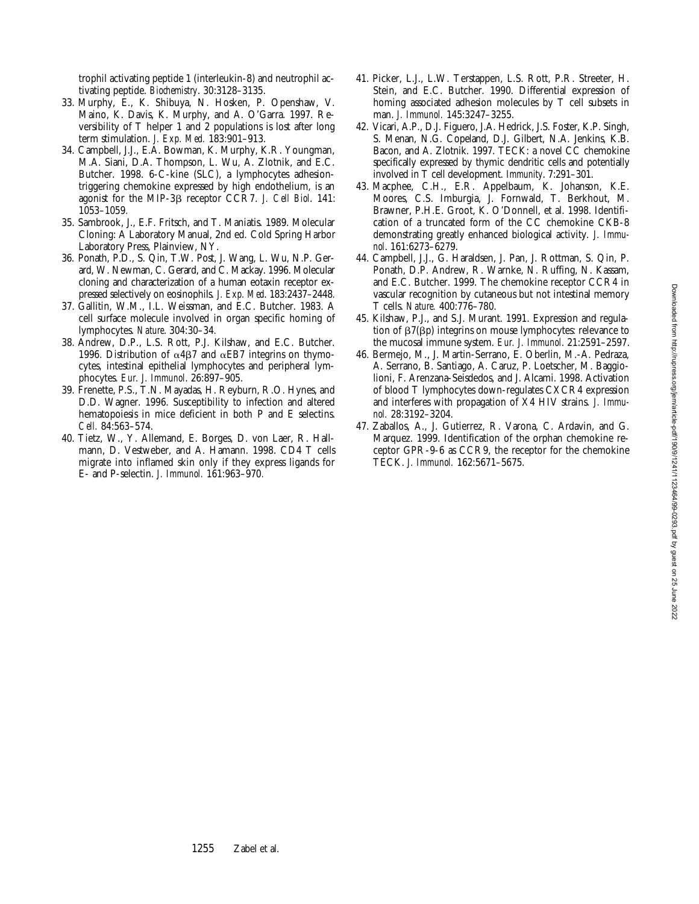trophil activating peptide 1 (interleukin-8) and neutrophil activating peptide. *Biochemistry*. 30:3128–3135.

33. Murphy, E., K. Shibuya, N. Hosken, P. Openshaw, V. Maino, K. Davis, K. Murphy, and A. O'Garra. 1997. Reversibility of T helper 1 and 2 populations is lost after long term stimulation. *J. Exp. Med.* 183:901–913.
34. Campbell, J.J., E.A. Bowman, K. Murphy, K.R. Youngman, M.A. Siani, D.A. Thompson, L. Wu, A. Zlotnik, and E.C. Butcher. 1998. 6-C-kine (SLC), a lymphocytes adhesion-triggering chemokine expressed by high endothelium, is an agonist for the MIP-3β receptor CCR7. *J. Cell Biol.* 141: 1053–1059.
35. Sambrook, J., E.F. Fritsch, and T. Maniatis. 1989. Molecular Cloning: A Laboratory Manual, 2nd ed. Cold Spring Harbor Laboratory Press, Plainview, NY.
36. Ponath, P.D., S. Qin, T.W. Post, J. Wang, L. Wu, N.P. Gerard, W. Newman, C. Gerard, and C. Mackay. 1996. Molecular cloning and characterization of a human eotaxin receptor expressed selectively on eosinophils. *J. Exp. Med.* 183:2437–2448.
37. Gallitin, W.M., I.L. Weissman, and E.C. Butcher. 1983. A cell surface molecule involved in organ specific homing of lymphocytes. *Nature.* 304:30–34.
38. Andrew, D.P., L.S. Rott, P.J. Kilshaw, and E.C. Butcher. 1996. Distribution of α4β7 and αEB7 integrins on thymocytes, intestinal epithelial lymphocytes and peripheral lymphocytes. *Eur. J. Immunol.* 26:897–905.
39. Frenette, P.S., T.N. Mayadas, H. Reyburn, R.O. Hynes, and D.D. Wagner. 1996. Susceptibility to infection and altered hematopoiesis in mice deficient in both P and E selectins. *Cell.* 84:563–574.
40. Tietz, W., Y. Allemand, E. Borges, D. von Laer, R. Hallmann, D. Vestweber, and A. Hamann. 1998. CD4 T cells migrate into inflamed skin only if they express ligands for E- and P-selectin. *J. Immunol.* 161:963–970.
41. Picker, L.J., L.W. Terstappen, L.S. Rott, P.R. Streeter, H. Stein, and E.C. Butcher. 1990. Differential expression of homing associated adhesion molecules by T cell subsets in man. *J. Immunol.* 145:3247–3255.
42. Vicari, A.P., D.J. Figuero, J.A. Hedrick, J.S. Foster, K.P. Singh, S. Menan, N.G. Copeland, D.J. Gilbert, N.A. Jenkins, K.B. Bacon, and A. Zlotnik. 1997. TECK: a novel CC chemokine specifically expressed by thymic dendritic cells and potentially involved in T cell development. *Immunity.* 7:291–301.
43. Macphee, C.H., E.R. Appelbaum, K. Johanson, K.E. Moores, C.S. Imburgia, J. Fornwald, T. Berkhout, M. Brawner, P.H.E. Groot, K. O'Donnell, et al. 1998. Identification of a truncated form of the CC chemokine CKB-8 demonstrating greatly enhanced biological activity. *J. Immunol.* 161:6273–6279.
44. Campbell, J.J., G. Haraldsen, J. Pan, J. Rottman, S. Qin, P. Ponath, D.P. Andrew, R. Warnke, N. Ruffing, N. Kassam, and E.C. Butcher. 1999. The chemokine receptor CCR4 in vascular recognition by cutaneous but not intestinal memory T cells. *Nature.* 400:776–780.
45. Kilshaw, P.J., and S.J. Murant. 1991. Expression and regulation of β7(βp) integrins on mouse lymphocytes: relevance to the mucosal immune system. *Eur. J. Immunol.* 21:2591–2597.
46. Bermejo, M., J. Martin-Serrano, E. Oberlin, M.-A. Pedraza, A. Serrano, B. Santiago, A. Caruz, P. Loetscher, M. Baggiolioni, F. Arenzana-Seisdedos, and J. Alcami. 1998. Activation of blood T lymphocytes down-regulates CXCR4 expression and interferes with propagation of X4 HIV strains. *J. Immunol.* 28:3192–3204.
47. Zaballos, A., J. Gutierrez, R. Varona, C. Ardavin, and G. Marquez. 1999. Identification of the orphan chemokine receptor GPR-9-6 as CCR9, the receptor for the chemokine TECK. *J. Immunol.* 162:5671–5675.